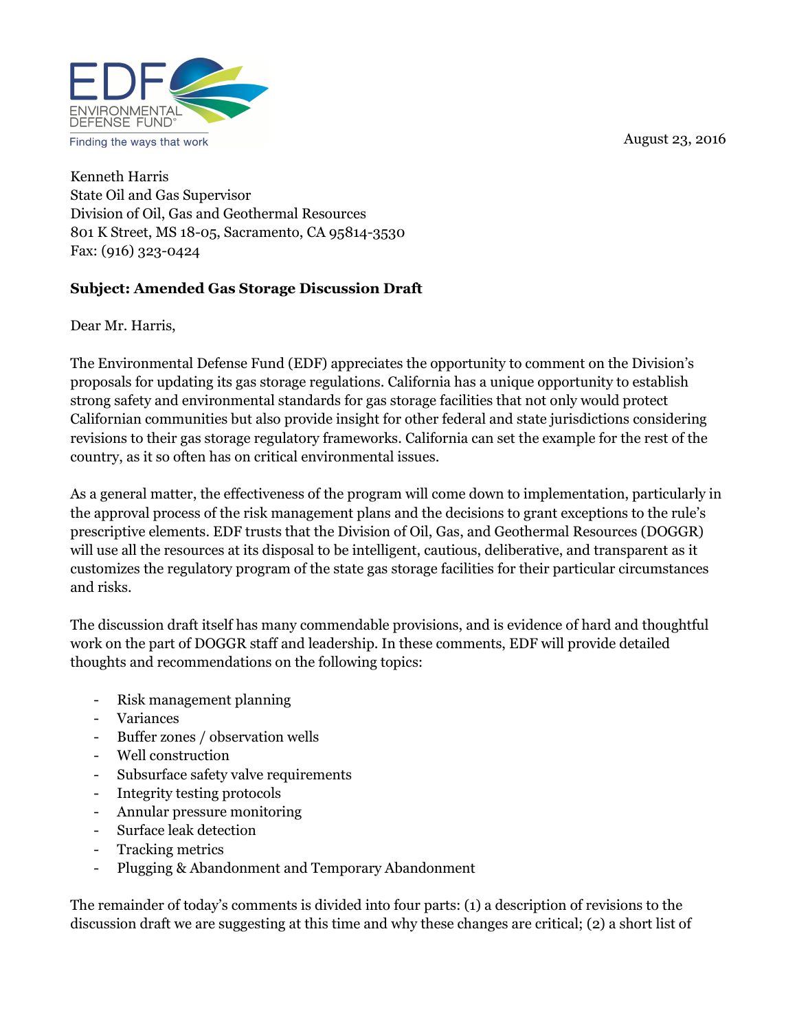EDF ENVIRONMENTAL DEFENSE FUND®
Finding the ways that work

August 23, 2016

Kenneth Harris
State Oil and Gas Supervisor
Division of Oil, Gas and Geothermal Resources
801 K Street, MS 18-05, Sacramento, CA 95814-3530
Fax: (916) 323-0424

**Subject: Amended Gas Storage Discussion Draft**

Dear Mr. Harris,

The Environmental Defense Fund (EDF) appreciates the opportunity to comment on the Division's proposals for updating its gas storage regulations. California has a unique opportunity to establish strong safety and environmental standards for gas storage facilities that not only would protect Californian communities but also provide insight for other federal and state jurisdictions considering revisions to their gas storage regulatory frameworks. California can set the example for the rest of the country, as it so often has on critical environmental issues.

As a general matter, the effectiveness of the program will come down to implementation, particularly in the approval process of the risk management plans and the decisions to grant exceptions to the rule's prescriptive elements. EDF trusts that the Division of Oil, Gas, and Geothermal Resources (DOGGR) will use all the resources at its disposal to be intelligent, cautious, deliberative, and transparent as it customizes the regulatory program of the state gas storage facilities for their particular circumstances and risks.

The discussion draft itself has many commendable provisions, and is evidence of hard and thoughtful work on the part of DOGGR staff and leadership. In these comments, EDF will provide detailed thoughts and recommendations on the following topics:

- Risk management planning
- Variances
- Buffer zones / observation wells
- Well construction
- Subsurface safety valve requirements
- Integrity testing protocols
- Annular pressure monitoring
- Surface leak detection
- Tracking metrics
- Plugging & Abandonment and Temporary Abandonment

The remainder of today's comments is divided into four parts: (1) a description of revisions to the discussion draft we are suggesting at this time and why these changes are critical; (2) a short list of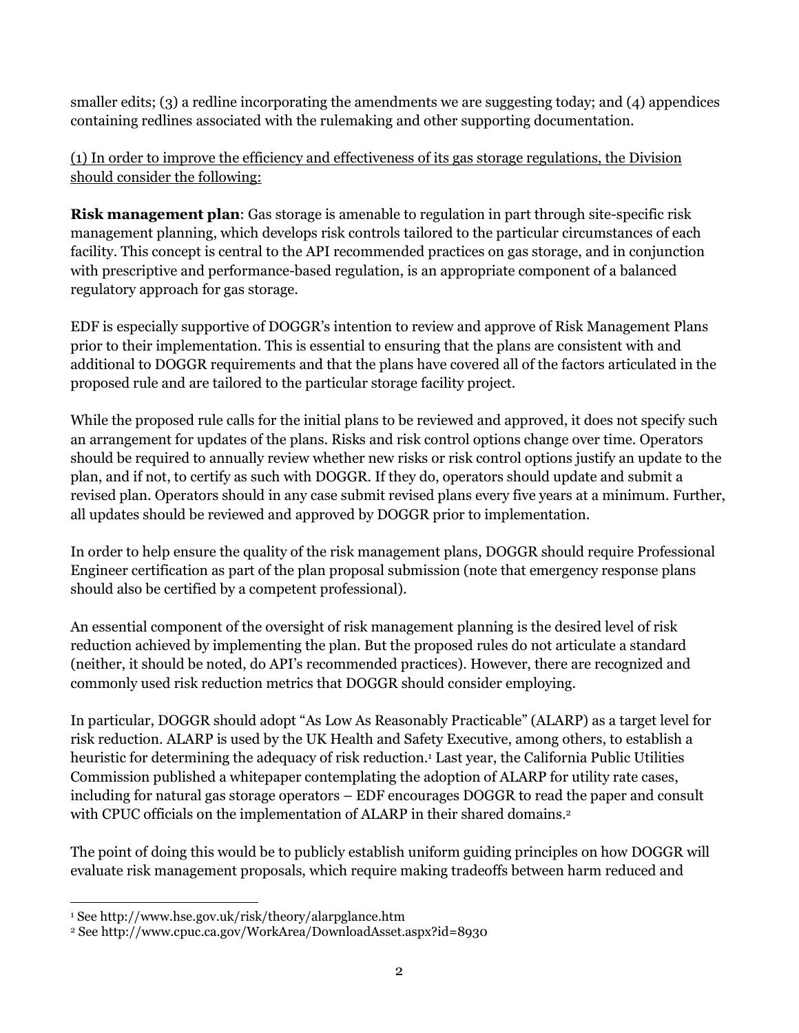smaller edits; (3) a redline incorporating the amendments we are suggesting today; and (4) appendices containing redlines associated with the rulemaking and other supporting documentation.

<u>(1) In order to improve the efficiency and effectiveness of its gas storage regulations, the Division should consider the following:</u>

**Risk management plan**: Gas storage is amenable to regulation in part through site-specific risk management planning, which develops risk controls tailored to the particular circumstances of each facility. This concept is central to the API recommended practices on gas storage, and in conjunction with prescriptive and performance-based regulation, is an appropriate component of a balanced regulatory approach for gas storage.

EDF is especially supportive of DOGGR's intention to review and approve of Risk Management Plans prior to their implementation. This is essential to ensuring that the plans are consistent with and additional to DOGGR requirements and that the plans have covered all of the factors articulated in the proposed rule and are tailored to the particular storage facility project.

While the proposed rule calls for the initial plans to be reviewed and approved, it does not specify such an arrangement for updates of the plans. Risks and risk control options change over time. Operators should be required to annually review whether new risks or risk control options justify an update to the plan, and if not, to certify as such with DOGGR. If they do, operators should update and submit a revised plan. Operators should in any case submit revised plans every five years at a minimum. Further, all updates should be reviewed and approved by DOGGR prior to implementation.

In order to help ensure the quality of the risk management plans, DOGGR should require Professional Engineer certification as part of the plan proposal submission (note that emergency response plans should also be certified by a competent professional).

An essential component of the oversight of risk management planning is the desired level of risk reduction achieved by implementing the plan. But the proposed rules do not articulate a standard (neither, it should be noted, do API's recommended practices). However, there are recognized and commonly used risk reduction metrics that DOGGR should consider employing.

In particular, DOGGR should adopt "As Low As Reasonably Practicable" (ALARP) as a target level for risk reduction. ALARP is used by the UK Health and Safety Executive, among others, to establish a heuristic for determining the adequacy of risk reduction.[1] Last year, the California Public Utilities Commission published a whitepaper contemplating the adoption of ALARP for utility rate cases, including for natural gas storage operators – EDF encourages DOGGR to read the paper and consult with CPUC officials on the implementation of ALARP in their shared domains.[2]

The point of doing this would be to publicly establish uniform guiding principles on how DOGGR will evaluate risk management proposals, which require making tradeoffs between harm reduced and

---

[1] See http://www.hse.gov.uk/risk/theory/alarpglance.htm

[2] See http://www.cpuc.ca.gov/WorkArea/DownloadAsset.aspx?id=8930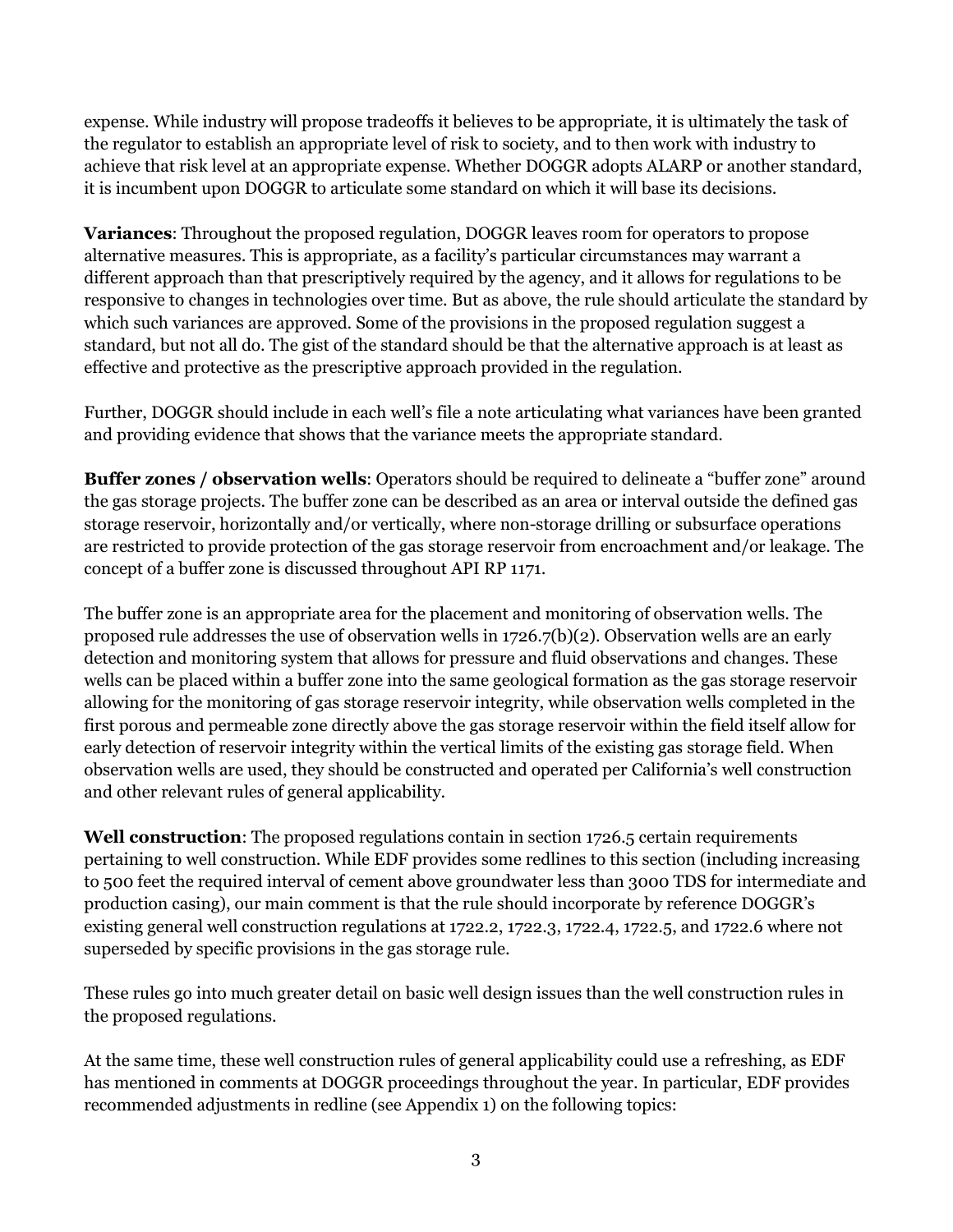expense. While industry will propose tradeoffs it believes to be appropriate, it is ultimately the task of the regulator to establish an appropriate level of risk to society, and to then work with industry to achieve that risk level at an appropriate expense. Whether DOGGR adopts ALARP or another standard, it is incumbent upon DOGGR to articulate some standard on which it will base its decisions.

**Variances**: Throughout the proposed regulation, DOGGR leaves room for operators to propose alternative measures. This is appropriate, as a facility's particular circumstances may warrant a different approach than that prescriptively required by the agency, and it allows for regulations to be responsive to changes in technologies over time. But as above, the rule should articulate the standard by which such variances are approved. Some of the provisions in the proposed regulation suggest a standard, but not all do. The gist of the standard should be that the alternative approach is at least as effective and protective as the prescriptive approach provided in the regulation.

Further, DOGGR should include in each well's file a note articulating what variances have been granted and providing evidence that shows that the variance meets the appropriate standard.

**Buffer zones / observation wells**: Operators should be required to delineate a "buffer zone" around the gas storage projects. The buffer zone can be described as an area or interval outside the defined gas storage reservoir, horizontally and/or vertically, where non-storage drilling or subsurface operations are restricted to provide protection of the gas storage reservoir from encroachment and/or leakage. The concept of a buffer zone is discussed throughout API RP 1171.

The buffer zone is an appropriate area for the placement and monitoring of observation wells. The proposed rule addresses the use of observation wells in 1726.7(b)(2). Observation wells are an early detection and monitoring system that allows for pressure and fluid observations and changes. These wells can be placed within a buffer zone into the same geological formation as the gas storage reservoir allowing for the monitoring of gas storage reservoir integrity, while observation wells completed in the first porous and permeable zone directly above the gas storage reservoir within the field itself allow for early detection of reservoir integrity within the vertical limits of the existing gas storage field. When observation wells are used, they should be constructed and operated per California's well construction and other relevant rules of general applicability.

**Well construction**: The proposed regulations contain in section 1726.5 certain requirements pertaining to well construction. While EDF provides some redlines to this section (including increasing to 500 feet the required interval of cement above groundwater less than 3000 TDS for intermediate and production casing), our main comment is that the rule should incorporate by reference DOGGR's existing general well construction regulations at 1722.2, 1722.3, 1722.4, 1722.5, and 1722.6 where not superseded by specific provisions in the gas storage rule.

These rules go into much greater detail on basic well design issues than the well construction rules in the proposed regulations.

At the same time, these well construction rules of general applicability could use a refreshing, as EDF has mentioned in comments at DOGGR proceedings throughout the year. In particular, EDF provides recommended adjustments in redline (see Appendix 1) on the following topics: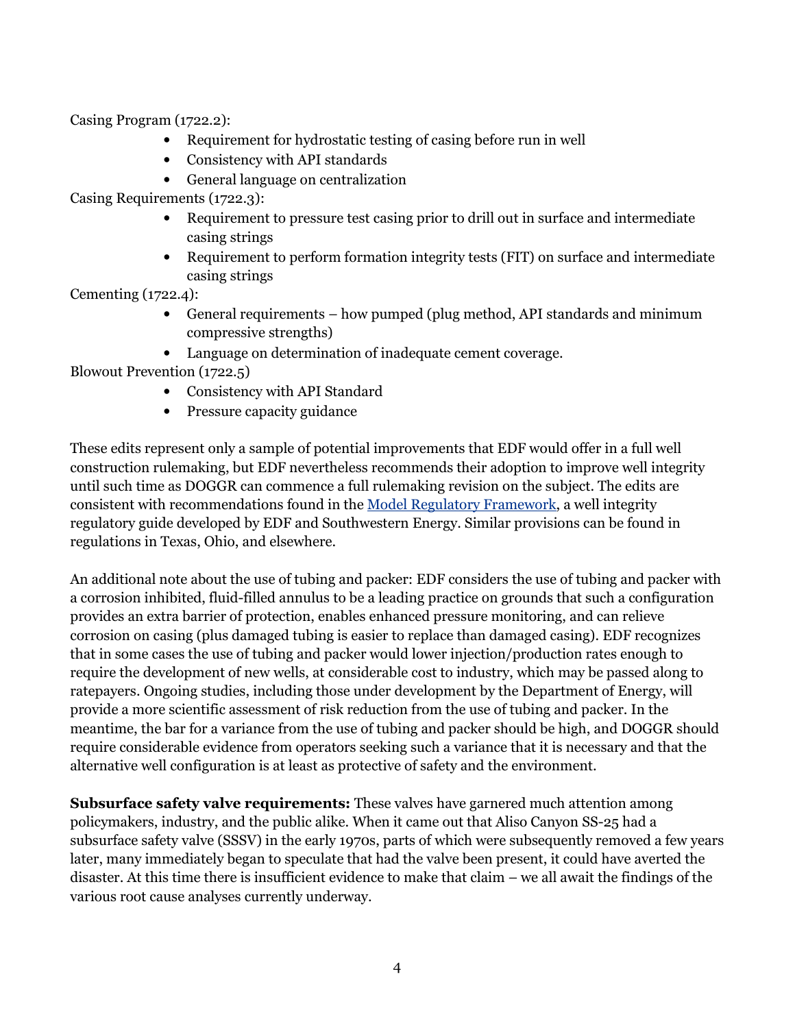Casing Program (1722.2):

- Requirement for hydrostatic testing of casing before run in well
- Consistency with API standards
- General language on centralization

Casing Requirements (1722.3):

- Requirement to pressure test casing prior to drill out in surface and intermediate casing strings
- Requirement to perform formation integrity tests (FIT) on surface and intermediate casing strings

Cementing (1722.4):

- General requirements – how pumped (plug method, API standards and minimum compressive strengths)
- Language on determination of inadequate cement coverage.

Blowout Prevention (1722.5)

- Consistency with API Standard
- Pressure capacity guidance

These edits represent only a sample of potential improvements that EDF would offer in a full well construction rulemaking, but EDF nevertheless recommends their adoption to improve well integrity until such time as DOGGR can commence a full rulemaking revision on the subject. The edits are consistent with recommendations found in the [Model Regulatory Framework](), a well integrity regulatory guide developed by EDF and Southwestern Energy. Similar provisions can be found in regulations in Texas, Ohio, and elsewhere.

An additional note about the use of tubing and packer: EDF considers the use of tubing and packer with a corrosion inhibited, fluid-filled annulus to be a leading practice on grounds that such a configuration provides an extra barrier of protection, enables enhanced pressure monitoring, and can relieve corrosion on casing (plus damaged tubing is easier to replace than damaged casing). EDF recognizes that in some cases the use of tubing and packer would lower injection/production rates enough to require the development of new wells, at considerable cost to industry, which may be passed along to ratepayers. Ongoing studies, including those under development by the Department of Energy, will provide a more scientific assessment of risk reduction from the use of tubing and packer. In the meantime, the bar for a variance from the use of tubing and packer should be high, and DOGGR should require considerable evidence from operators seeking such a variance that it is necessary and that the alternative well configuration is at least as protective of safety and the environment.

**Subsurface safety valve requirements:** These valves have garnered much attention among policymakers, industry, and the public alike. When it came out that Aliso Canyon SS-25 had a subsurface safety valve (SSSV) in the early 1970s, parts of which were subsequently removed a few years later, many immediately began to speculate that had the valve been present, it could have averted the disaster. At this time there is insufficient evidence to make that claim – we all await the findings of the various root cause analyses currently underway.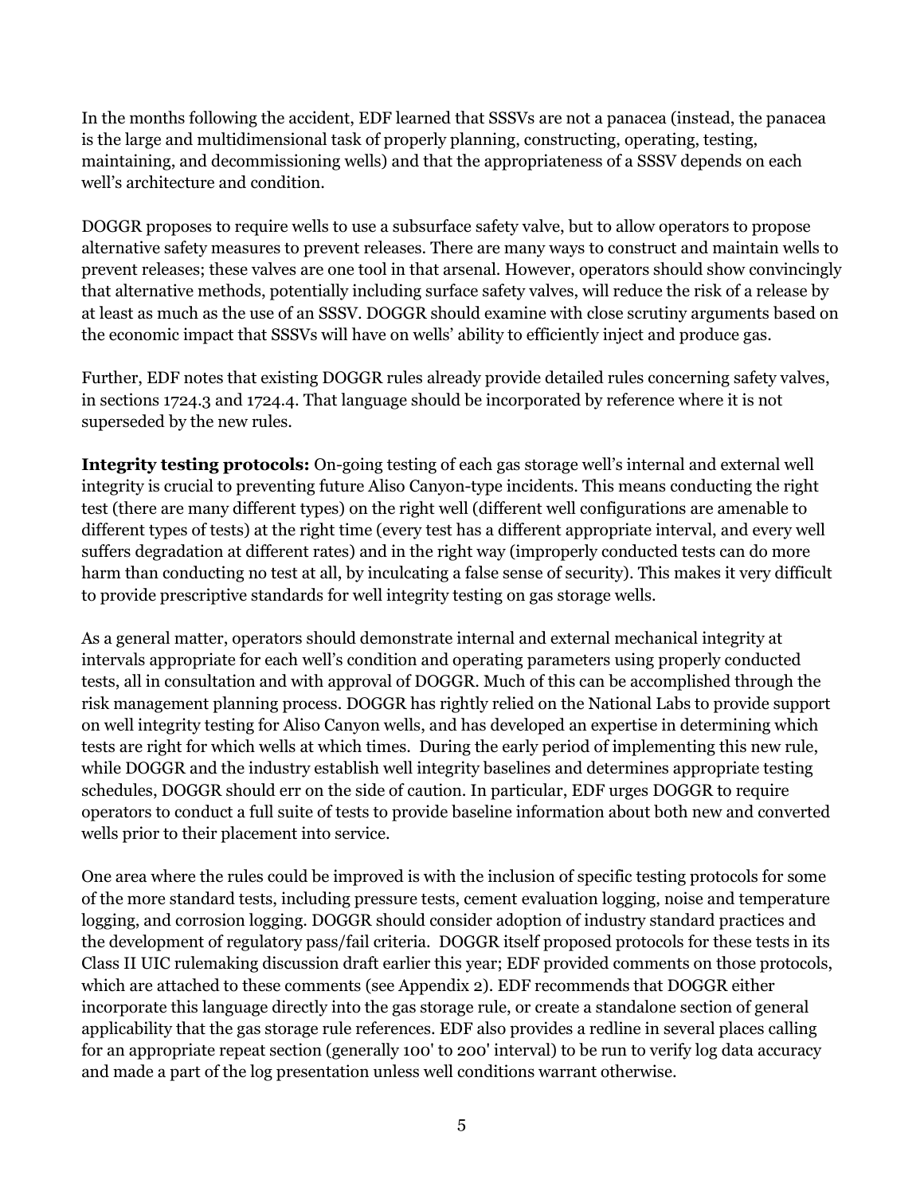In the months following the accident, EDF learned that SSSVs are not a panacea (instead, the panacea is the large and multidimensional task of properly planning, constructing, operating, testing, maintaining, and decommissioning wells) and that the appropriateness of a SSSV depends on each well's architecture and condition.

DOGGR proposes to require wells to use a subsurface safety valve, but to allow operators to propose alternative safety measures to prevent releases. There are many ways to construct and maintain wells to prevent releases; these valves are one tool in that arsenal. However, operators should show convincingly that alternative methods, potentially including surface safety valves, will reduce the risk of a release by at least as much as the use of an SSSV. DOGGR should examine with close scrutiny arguments based on the economic impact that SSSVs will have on wells' ability to efficiently inject and produce gas.

Further, EDF notes that existing DOGGR rules already provide detailed rules concerning safety valves, in sections 1724.3 and 1724.4. That language should be incorporated by reference where it is not superseded by the new rules.

**Integrity testing protocols:** On-going testing of each gas storage well's internal and external well integrity is crucial to preventing future Aliso Canyon-type incidents. This means conducting the right test (there are many different types) on the right well (different well configurations are amenable to different types of tests) at the right time (every test has a different appropriate interval, and every well suffers degradation at different rates) and in the right way (improperly conducted tests can do more harm than conducting no test at all, by inculcating a false sense of security). This makes it very difficult to provide prescriptive standards for well integrity testing on gas storage wells.

As a general matter, operators should demonstrate internal and external mechanical integrity at intervals appropriate for each well's condition and operating parameters using properly conducted tests, all in consultation and with approval of DOGGR. Much of this can be accomplished through the risk management planning process. DOGGR has rightly relied on the National Labs to provide support on well integrity testing for Aliso Canyon wells, and has developed an expertise in determining which tests are right for which wells at which times. During the early period of implementing this new rule, while DOGGR and the industry establish well integrity baselines and determines appropriate testing schedules, DOGGR should err on the side of caution. In particular, EDF urges DOGGR to require operators to conduct a full suite of tests to provide baseline information about both new and converted wells prior to their placement into service.

One area where the rules could be improved is with the inclusion of specific testing protocols for some of the more standard tests, including pressure tests, cement evaluation logging, noise and temperature logging, and corrosion logging. DOGGR should consider adoption of industry standard practices and the development of regulatory pass/fail criteria. DOGGR itself proposed protocols for these tests in its Class II UIC rulemaking discussion draft earlier this year; EDF provided comments on those protocols, which are attached to these comments (see Appendix 2). EDF recommends that DOGGR either incorporate this language directly into the gas storage rule, or create a standalone section of general applicability that the gas storage rule references. EDF also provides a redline in several places calling for an appropriate repeat section (generally 100' to 200' interval) to be run to verify log data accuracy and made a part of the log presentation unless well conditions warrant otherwise.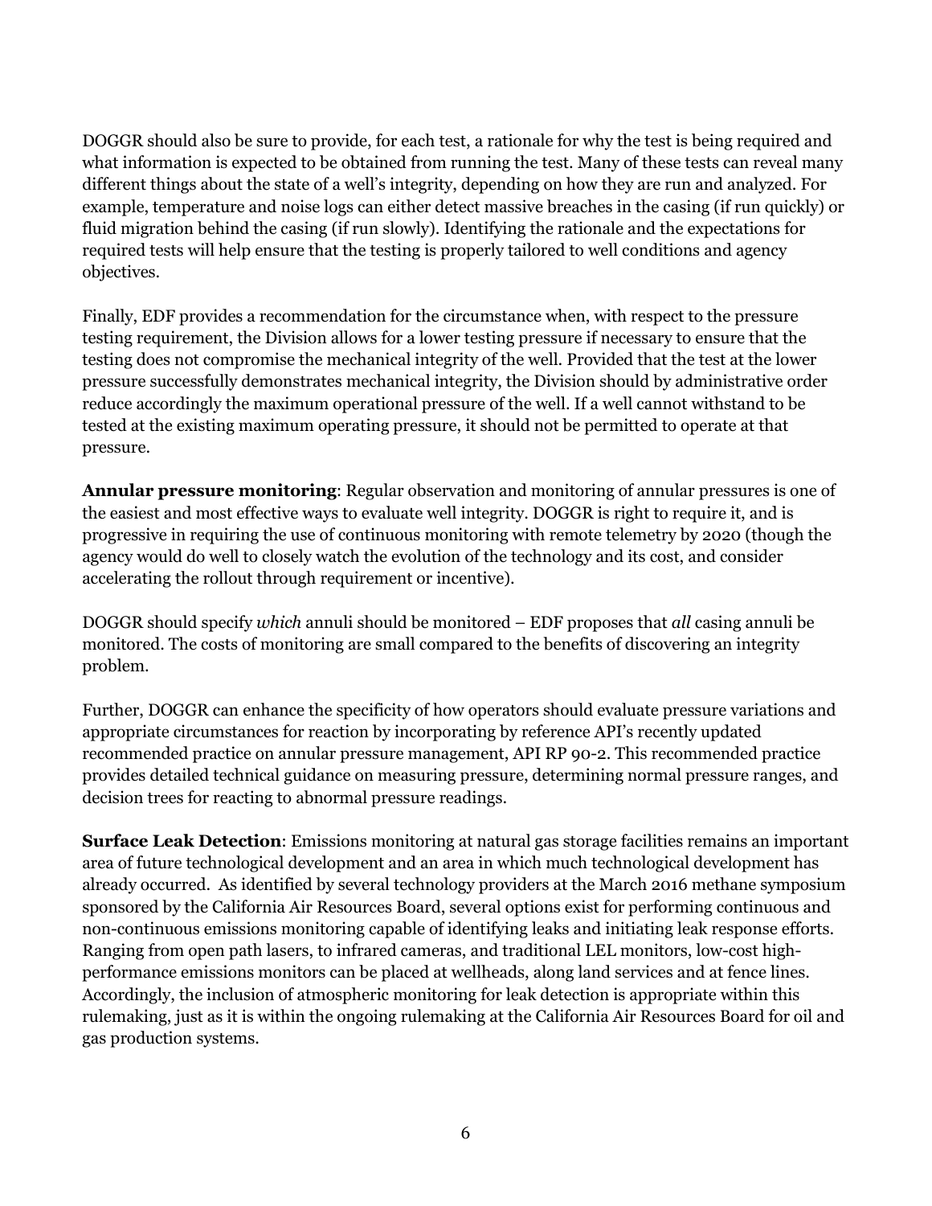DOGGR should also be sure to provide, for each test, a rationale for why the test is being required and what information is expected to be obtained from running the test. Many of these tests can reveal many different things about the state of a well's integrity, depending on how they are run and analyzed. For example, temperature and noise logs can either detect massive breaches in the casing (if run quickly) or fluid migration behind the casing (if run slowly). Identifying the rationale and the expectations for required tests will help ensure that the testing is properly tailored to well conditions and agency objectives.

Finally, EDF provides a recommendation for the circumstance when, with respect to the pressure testing requirement, the Division allows for a lower testing pressure if necessary to ensure that the testing does not compromise the mechanical integrity of the well. Provided that the test at the lower pressure successfully demonstrates mechanical integrity, the Division should by administrative order reduce accordingly the maximum operational pressure of the well. If a well cannot withstand to be tested at the existing maximum operating pressure, it should not be permitted to operate at that pressure.

**Annular pressure monitoring**: Regular observation and monitoring of annular pressures is one of the easiest and most effective ways to evaluate well integrity. DOGGR is right to require it, and is progressive in requiring the use of continuous monitoring with remote telemetry by 2020 (though the agency would do well to closely watch the evolution of the technology and its cost, and consider accelerating the rollout through requirement or incentive).

DOGGR should specify *which* annuli should be monitored – EDF proposes that *all* casing annuli be monitored. The costs of monitoring are small compared to the benefits of discovering an integrity problem.

Further, DOGGR can enhance the specificity of how operators should evaluate pressure variations and appropriate circumstances for reaction by incorporating by reference API's recently updated recommended practice on annular pressure management, API RP 90-2. This recommended practice provides detailed technical guidance on measuring pressure, determining normal pressure ranges, and decision trees for reacting to abnormal pressure readings.

**Surface Leak Detection**: Emissions monitoring at natural gas storage facilities remains an important area of future technological development and an area in which much technological development has already occurred. As identified by several technology providers at the March 2016 methane symposium sponsored by the California Air Resources Board, several options exist for performing continuous and non-continuous emissions monitoring capable of identifying leaks and initiating leak response efforts. Ranging from open path lasers, to infrared cameras, and traditional LEL monitors, low-cost high-performance emissions monitors can be placed at wellheads, along land services and at fence lines. Accordingly, the inclusion of atmospheric monitoring for leak detection is appropriate within this rulemaking, just as it is within the ongoing rulemaking at the California Air Resources Board for oil and gas production systems.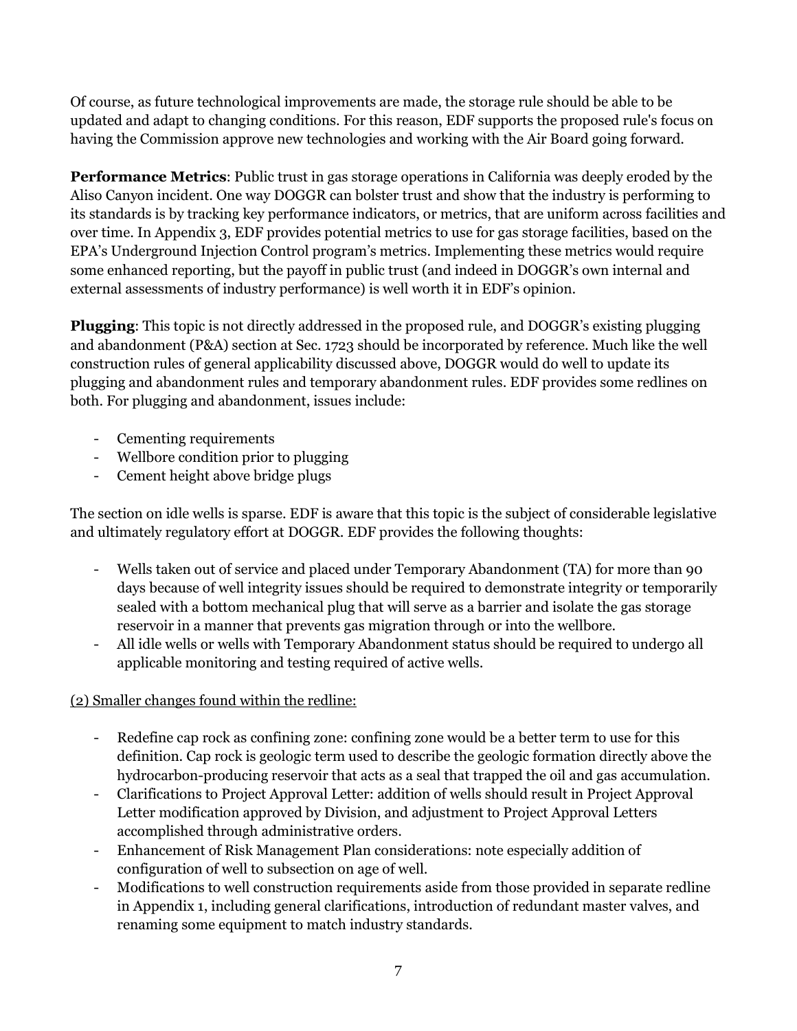Of course, as future technological improvements are made, the storage rule should be able to be updated and adapt to changing conditions. For this reason, EDF supports the proposed rule's focus on having the Commission approve new technologies and working with the Air Board going forward.

**Performance Metrics**: Public trust in gas storage operations in California was deeply eroded by the Aliso Canyon incident. One way DOGGR can bolster trust and show that the industry is performing to its standards is by tracking key performance indicators, or metrics, that are uniform across facilities and over time. In Appendix 3, EDF provides potential metrics to use for gas storage facilities, based on the EPA's Underground Injection Control program's metrics. Implementing these metrics would require some enhanced reporting, but the payoff in public trust (and indeed in DOGGR's own internal and external assessments of industry performance) is well worth it in EDF's opinion.

**Plugging**: This topic is not directly addressed in the proposed rule, and DOGGR's existing plugging and abandonment (P&A) section at Sec. 1723 should be incorporated by reference. Much like the well construction rules of general applicability discussed above, DOGGR would do well to update its plugging and abandonment rules and temporary abandonment rules. EDF provides some redlines on both. For plugging and abandonment, issues include:

- Cementing requirements
- Wellbore condition prior to plugging
- Cement height above bridge plugs

The section on idle wells is sparse. EDF is aware that this topic is the subject of considerable legislative and ultimately regulatory effort at DOGGR. EDF provides the following thoughts:

- Wells taken out of service and placed under Temporary Abandonment (TA) for more than 90 days because of well integrity issues should be required to demonstrate integrity or temporarily sealed with a bottom mechanical plug that will serve as a barrier and isolate the gas storage reservoir in a manner that prevents gas migration through or into the wellbore.
- All idle wells or wells with Temporary Abandonment status should be required to undergo all applicable monitoring and testing required of active wells.

(2) Smaller changes found within the redline:

- Redefine cap rock as confining zone: confining zone would be a better term to use for this definition. Cap rock is geologic term used to describe the geologic formation directly above the hydrocarbon-producing reservoir that acts as a seal that trapped the oil and gas accumulation.
- Clarifications to Project Approval Letter: addition of wells should result in Project Approval Letter modification approved by Division, and adjustment to Project Approval Letters accomplished through administrative orders.
- Enhancement of Risk Management Plan considerations: note especially addition of configuration of well to subsection on age of well.
- Modifications to well construction requirements aside from those provided in separate redline in Appendix 1, including general clarifications, introduction of redundant master valves, and renaming some equipment to match industry standards.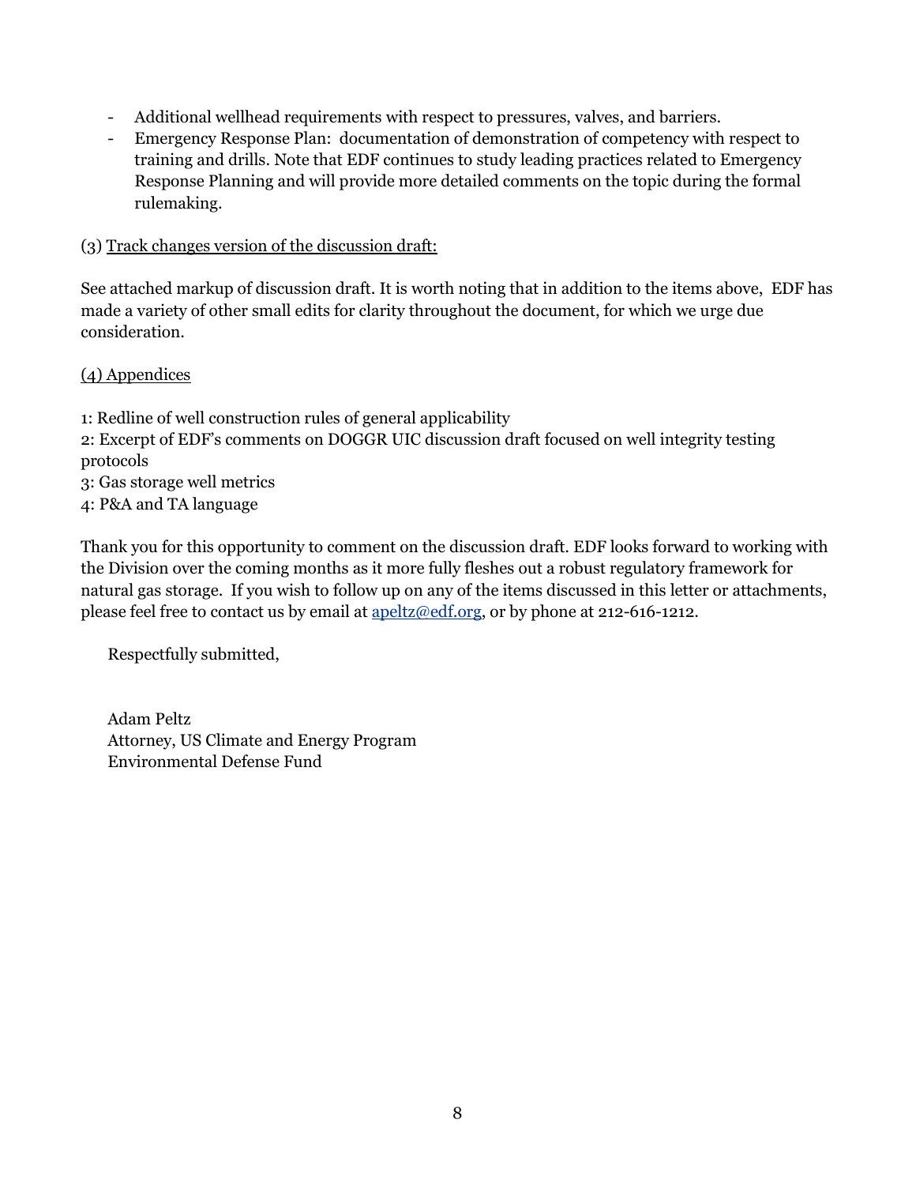- Additional wellhead requirements with respect to pressures, valves, and barriers.
- Emergency Response Plan: documentation of demonstration of competency with respect to training and drills. Note that EDF continues to study leading practices related to Emergency Response Planning and will provide more detailed comments on the topic during the formal rulemaking.

(3) Track changes version of the discussion draft:

See attached markup of discussion draft. It is worth noting that in addition to the items above, EDF has made a variety of other small edits for clarity throughout the document, for which we urge due consideration.

(4) Appendices

1: Redline of well construction rules of general applicability
2: Excerpt of EDF's comments on DOGGR UIC discussion draft focused on well integrity testing protocols
3: Gas storage well metrics
4: P&A and TA language

Thank you for this opportunity to comment on the discussion draft. EDF looks forward to working with the Division over the coming months as it more fully fleshes out a robust regulatory framework for natural gas storage. If you wish to follow up on any of the items discussed in this letter or attachments, please feel free to contact us by email at apeltz@edf.org, or by phone at 212-616-1212.

Respectfully submitted,

Adam Peltz
Attorney, US Climate and Energy Program
Environmental Defense Fund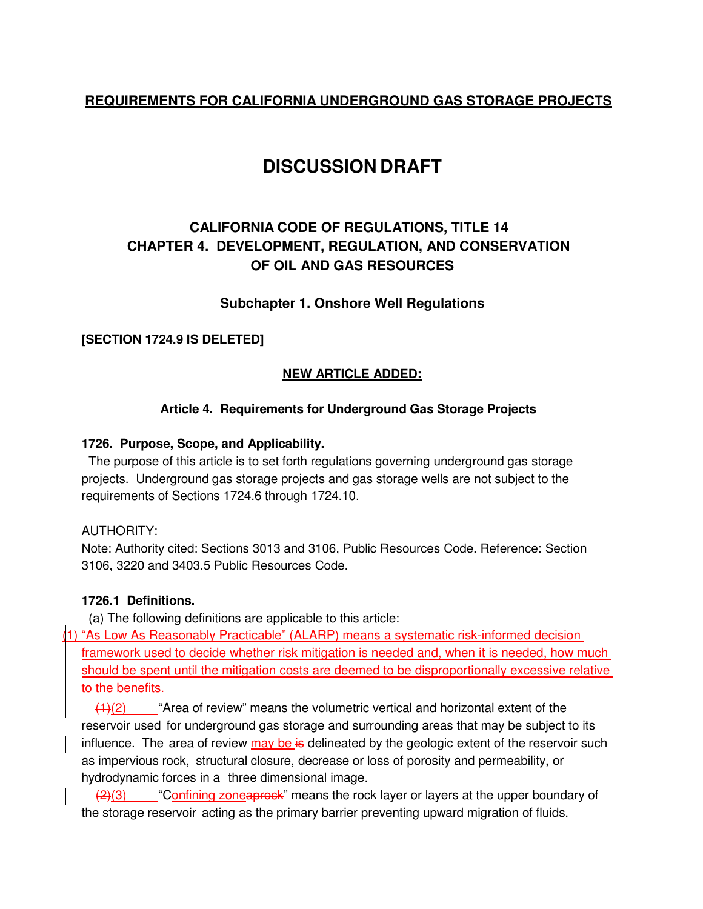**REQUIREMENTS FOR CALIFORNIA UNDERGROUND GAS STORAGE PROJECTS**

# DISCUSSION DRAFT

## CALIFORNIA CODE OF REGULATIONS, TITLE 14
## CHAPTER 4. DEVELOPMENT, REGULATION, AND CONSERVATION OF OIL AND GAS RESOURCES

### Subchapter 1. Onshore Well Regulations

**[SECTION 1724.9 IS DELETED]**

**NEW ARTICLE ADDED:**

**Article 4. Requirements for Underground Gas Storage Projects**

**1726. Purpose, Scope, and Applicability.**

The purpose of this article is to set forth regulations governing underground gas storage projects. Underground gas storage projects and gas storage wells are not subject to the requirements of Sections 1724.6 through 1724.10.

AUTHORITY:
Note: Authority cited: Sections 3013 and 3106, Public Resources Code. Reference: Section 3106, 3220 and 3403.5 Public Resources Code.

**1726.1 Definitions.**

(a) The following definitions are applicable to this article:

(1) "As Low As Reasonably Practicable" (ALARP) means a systematic risk-informed decision framework used to decide whether risk mitigation is needed and, when it is needed, how much should be spent until the mitigation costs are deemed to be disproportionally excessive relative to the benefits.

~~(1)~~(2) "Area of review" means the volumetric vertical and horizontal extent of the reservoir used for underground gas storage and surrounding areas that may be subject to its influence. The area of review may be ~~is~~ delineated by the geologic extent of the reservoir such as impervious rock, structural closure, decrease or loss of porosity and permeability, or hydrodynamic forces in a three dimensional image.

~~(2)~~(3) "Confining zone~~aprock~~" means the rock layer or layers at the upper boundary of the storage reservoir acting as the primary barrier preventing upward migration of fluids.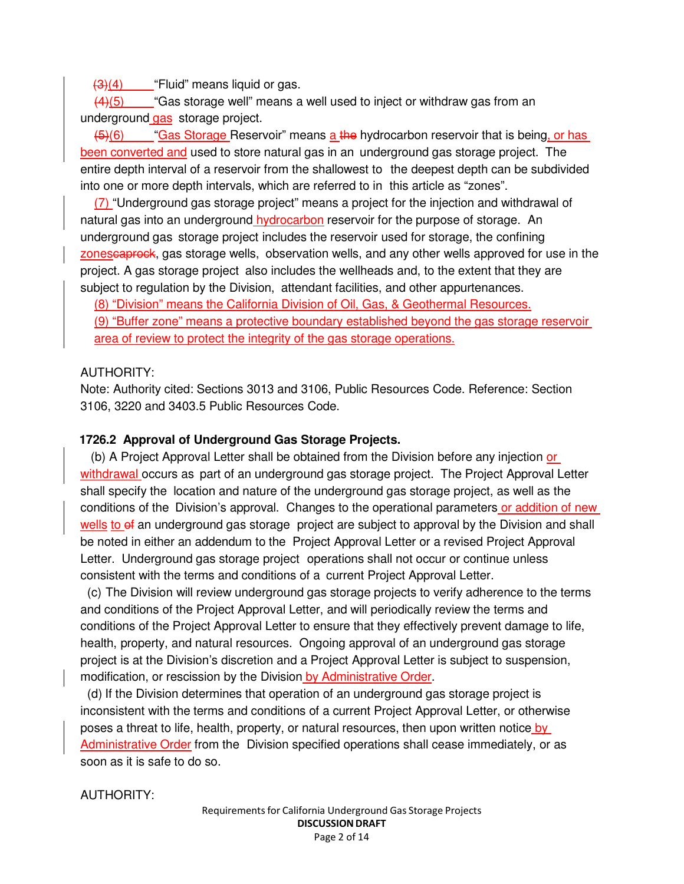~~(3)~~(4) "Fluid" means liquid or gas.

~~(4)~~(5) "Gas storage well" means a well used to inject or withdraw gas from an underground gas storage project.

~~(5)~~(6) "Gas Storage Reservoir" means a ~~the~~ hydrocarbon reservoir that is being, or has been converted and used to store natural gas in an underground gas storage project. The entire depth interval of a reservoir from the shallowest to the deepest depth can be subdivided into one or more depth intervals, which are referred to in this article as "zones".

(7) "Underground gas storage project" means a project for the injection and withdrawal of natural gas into an underground hydrocarbon reservoir for the purpose of storage. An underground gas storage project includes the reservoir used for storage, the confining zones~~caprock~~, gas storage wells, observation wells, and any other wells approved for use in the project. A gas storage project also includes the wellheads and, to the extent that they are subject to regulation by the Division, attendant facilities, and other appurtenances.

(8) "Division" means the California Division of Oil, Gas, & Geothermal Resources.

(9) "Buffer zone" means a protective boundary established beyond the gas storage reservoir area of review to protect the integrity of the gas storage operations.

AUTHORITY:

Note: Authority cited: Sections 3013 and 3106, Public Resources Code. Reference: Section 3106, 3220 and 3403.5 Public Resources Code.

**1726.2 Approval of Underground Gas Storage Projects.**

(b) A Project Approval Letter shall be obtained from the Division before any injection or withdrawal occurs as part of an underground gas storage project. The Project Approval Letter shall specify the location and nature of the underground gas storage project, as well as the conditions of the Division's approval. Changes to the operational parameters or addition of new wells to ~~of~~ an underground gas storage project are subject to approval by the Division and shall be noted in either an addendum to the Project Approval Letter or a revised Project Approval Letter. Underground gas storage project operations shall not occur or continue unless consistent with the terms and conditions of a current Project Approval Letter.

(c) The Division will review underground gas storage projects to verify adherence to the terms and conditions of the Project Approval Letter, and will periodically review the terms and conditions of the Project Approval Letter to ensure that they effectively prevent damage to life, health, property, and natural resources. Ongoing approval of an underground gas storage project is at the Division's discretion and a Project Approval Letter is subject to suspension, modification, or rescission by the Division by Administrative Order.

(d) If the Division determines that operation of an underground gas storage project is inconsistent with the terms and conditions of a current Project Approval Letter, or otherwise poses a threat to life, health, property, or natural resources, then upon written notice by Administrative Order from the Division specified operations shall cease immediately, or as soon as it is safe to do so.

AUTHORITY: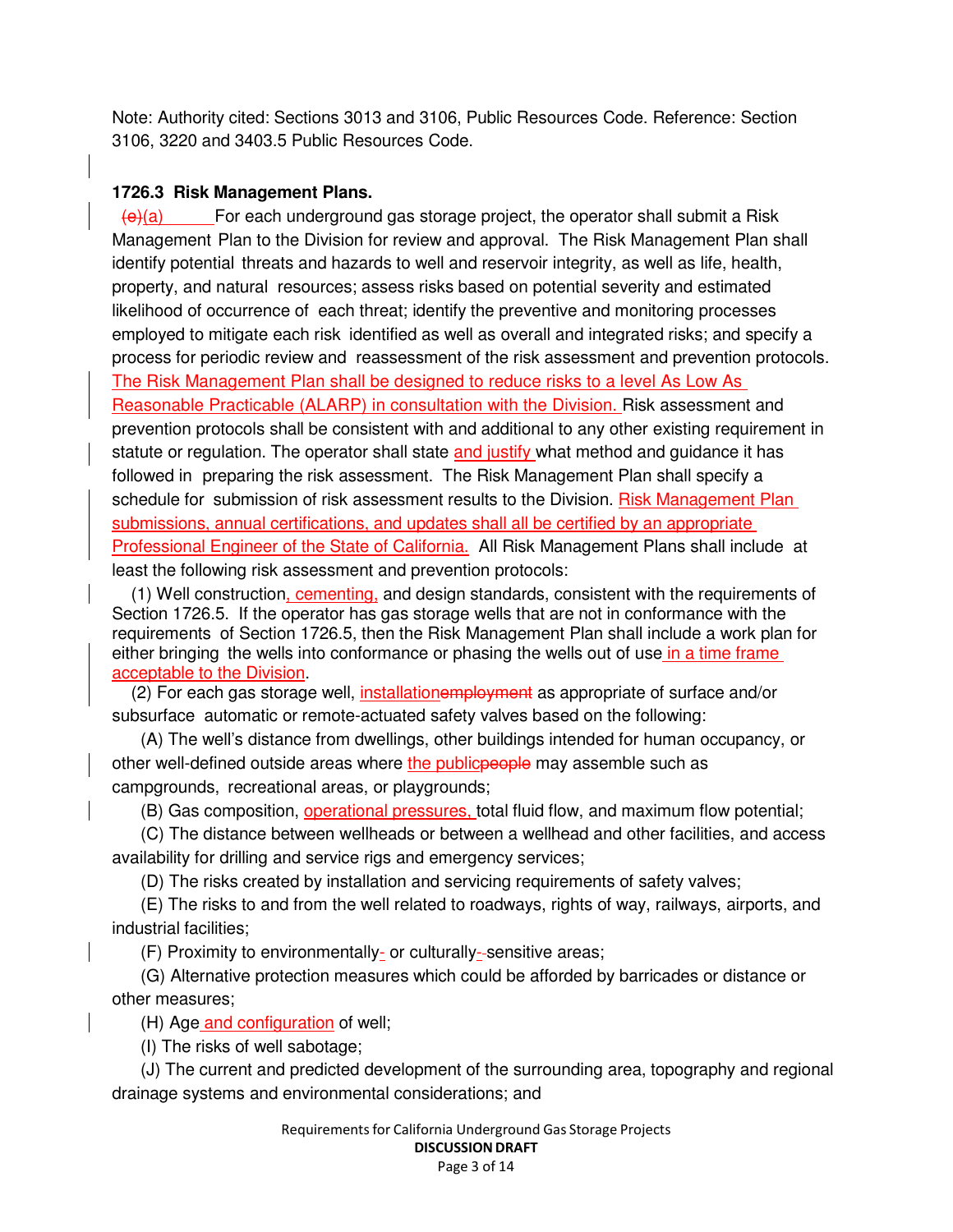Note: Authority cited: Sections 3013 and 3106, Public Resources Code. Reference: Section 3106, 3220 and 3403.5 Public Resources Code.

**1726.3 Risk Management Plans.**

~~(e)~~(a) For each underground gas storage project, the operator shall submit a Risk Management Plan to the Division for review and approval. The Risk Management Plan shall identify potential threats and hazards to well and reservoir integrity, as well as life, health, property, and natural resources; assess risks based on potential severity and estimated likelihood of occurrence of each threat; identify the preventive and monitoring processes employed to mitigate each risk identified as well as overall and integrated risks; and specify a process for periodic review and reassessment of the risk assessment and prevention protocols. The Risk Management Plan shall be designed to reduce risks to a level As Low As Reasonable Practicable (ALARP) in consultation with the Division. Risk assessment and prevention protocols shall be consistent with and additional to any other existing requirement in statute or regulation. The operator shall state and justify what method and guidance it has followed in preparing the risk assessment. The Risk Management Plan shall specify a schedule for submission of risk assessment results to the Division. Risk Management Plan submissions, annual certifications, and updates shall all be certified by an appropriate Professional Engineer of the State of California. All Risk Management Plans shall include at least the following risk assessment and prevention protocols:

(1) Well construction, cementing, and design standards, consistent with the requirements of Section 1726.5. If the operator has gas storage wells that are not in conformance with the requirements of Section 1726.5, then the Risk Management Plan shall include a work plan for either bringing the wells into conformance or phasing the wells out of use in a time frame acceptable to the Division.

(2) For each gas storage well, installation~~employment~~ as appropriate of surface and/or subsurface automatic or remote-actuated safety valves based on the following:

(A) The well's distance from dwellings, other buildings intended for human occupancy, or other well-defined outside areas where the public~~people~~ may assemble such as campgrounds, recreational areas, or playgrounds;

(B) Gas composition, operational pressures, total fluid flow, and maximum flow potential;

(C) The distance between wellheads or between a wellhead and other facilities, and access availability for drilling and service rigs and emergency services;

(D) The risks created by installation and servicing requirements of safety valves;

(E) The risks to and from the well related to roadways, rights of way, railways, airports, and industrial facilities;

(F) Proximity to environmentally- or culturally-~~-~~sensitive areas;

(G) Alternative protection measures which could be afforded by barricades or distance or other measures;

(H) Age and configuration of well;

(I) The risks of well sabotage;

(J) The current and predicted development of the surrounding area, topography and regional drainage systems and environmental considerations; and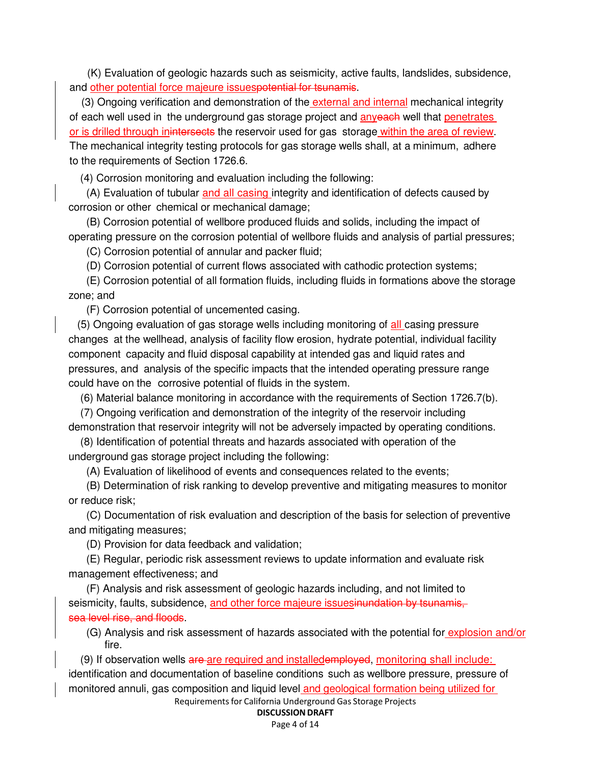(K) Evaluation of geologic hazards such as seismicity, active faults, landslides, subsidence, and other potential force majeure issues~~potential for tsunamis~~.

(3) Ongoing verification and demonstration of the external and internal mechanical integrity of each well used in the underground gas storage project and any~~each~~ well that penetrates or is drilled through in~~intersects~~ the reservoir used for gas storage within the area of review. The mechanical integrity testing protocols for gas storage wells shall, at a minimum, adhere to the requirements of Section 1726.6.

(4) Corrosion monitoring and evaluation including the following:

(A) Evaluation of tubular and all casing integrity and identification of defects caused by corrosion or other chemical or mechanical damage;

(B) Corrosion potential of wellbore produced fluids and solids, including the impact of operating pressure on the corrosion potential of wellbore fluids and analysis of partial pressures;

(C) Corrosion potential of annular and packer fluid;

(D) Corrosion potential of current flows associated with cathodic protection systems;

(E) Corrosion potential of all formation fluids, including fluids in formations above the storage zone; and

(F) Corrosion potential of uncemented casing.

(5) Ongoing evaluation of gas storage wells including monitoring of all casing pressure changes at the wellhead, analysis of facility flow erosion, hydrate potential, individual facility component capacity and fluid disposal capability at intended gas and liquid rates and pressures, and analysis of the specific impacts that the intended operating pressure range could have on the corrosive potential of fluids in the system.

(6) Material balance monitoring in accordance with the requirements of Section 1726.7(b).

(7) Ongoing verification and demonstration of the integrity of the reservoir including demonstration that reservoir integrity will not be adversely impacted by operating conditions.

(8) Identification of potential threats and hazards associated with operation of the underground gas storage project including the following:

(A) Evaluation of likelihood of events and consequences related to the events;

(B) Determination of risk ranking to develop preventive and mitigating measures to monitor or reduce risk;

(C) Documentation of risk evaluation and description of the basis for selection of preventive and mitigating measures;

(D) Provision for data feedback and validation;

(E) Regular, periodic risk assessment reviews to update information and evaluate risk management effectiveness; and

(F) Analysis and risk assessment of geologic hazards including, and not limited to seismicity, faults, subsidence, and other force majeure issues~~inundation by tsunamis, sea level rise, and floods~~.

(G) Analysis and risk assessment of hazards associated with the potential for explosion and/or fire.

(9) If observation wells ~~are~~ are required and installed~~employed~~, monitoring shall include: identification and documentation of baseline conditions such as wellbore pressure, pressure of monitored annuli, gas composition and liquid level and geological formation being utilized for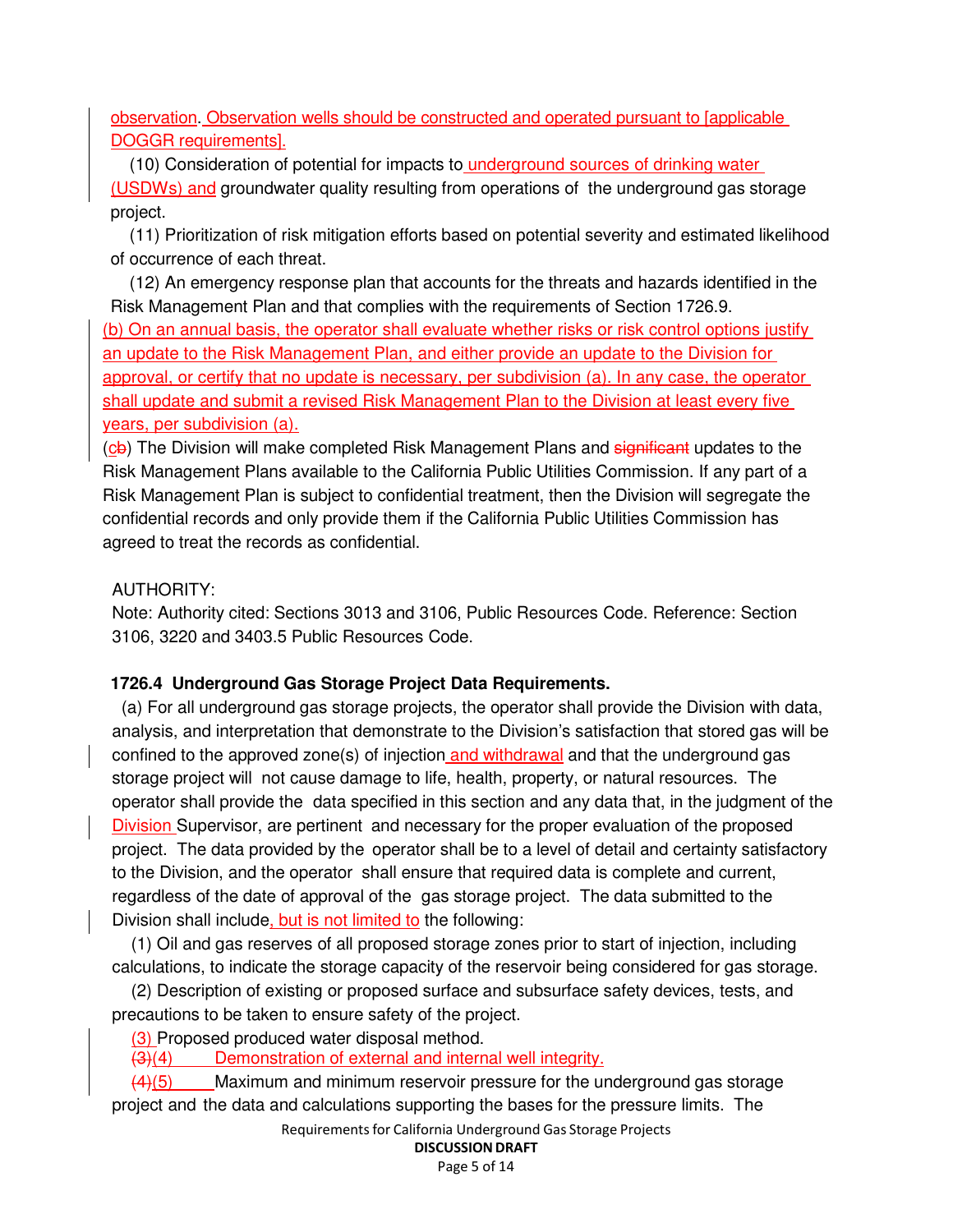observation. Observation wells should be constructed and operated pursuant to [applicable DOGGR requirements].

(10) Consideration of potential for impacts to underground sources of drinking water (USDWs) and groundwater quality resulting from operations of the underground gas storage project.

(11) Prioritization of risk mitigation efforts based on potential severity and estimated likelihood of occurrence of each threat.

(12) An emergency response plan that accounts for the threats and hazards identified in the Risk Management Plan and that complies with the requirements of Section 1726.9.

(b) On an annual basis, the operator shall evaluate whether risks or risk control options justify an update to the Risk Management Plan, and either provide an update to the Division for approval, or certify that no update is necessary, per subdivision (a). In any case, the operator shall update and submit a revised Risk Management Plan to the Division at least every five years, per subdivision (a).

(c~~b~~) The Division will make completed Risk Management Plans and ~~significant~~ updates to the Risk Management Plans available to the California Public Utilities Commission. If any part of a Risk Management Plan is subject to confidential treatment, then the Division will segregate the confidential records and only provide them if the California Public Utilities Commission has agreed to treat the records as confidential.

AUTHORITY:

Note: Authority cited: Sections 3013 and 3106, Public Resources Code. Reference: Section 3106, 3220 and 3403.5 Public Resources Code.

**1726.4 Underground Gas Storage Project Data Requirements.**

(a) For all underground gas storage projects, the operator shall provide the Division with data, analysis, and interpretation that demonstrate to the Division's satisfaction that stored gas will be confined to the approved zone(s) of injection and withdrawal and that the underground gas storage project will not cause damage to life, health, property, or natural resources. The operator shall provide the data specified in this section and any data that, in the judgment of the Division Supervisor, are pertinent and necessary for the proper evaluation of the proposed project. The data provided by the operator shall be to a level of detail and certainty satisfactory to the Division, and the operator shall ensure that required data is complete and current, regardless of the date of approval of the gas storage project. The data submitted to the Division shall include, but is not limited to the following:

(1) Oil and gas reserves of all proposed storage zones prior to start of injection, including calculations, to indicate the storage capacity of the reservoir being considered for gas storage.

(2) Description of existing or proposed surface and subsurface safety devices, tests, and precautions to be taken to ensure safety of the project.

(3) Proposed produced water disposal method.

~~(3)~~(4) Demonstration of external and internal well integrity.

~~(4)~~(5) Maximum and minimum reservoir pressure for the underground gas storage project and the data and calculations supporting the bases for the pressure limits. The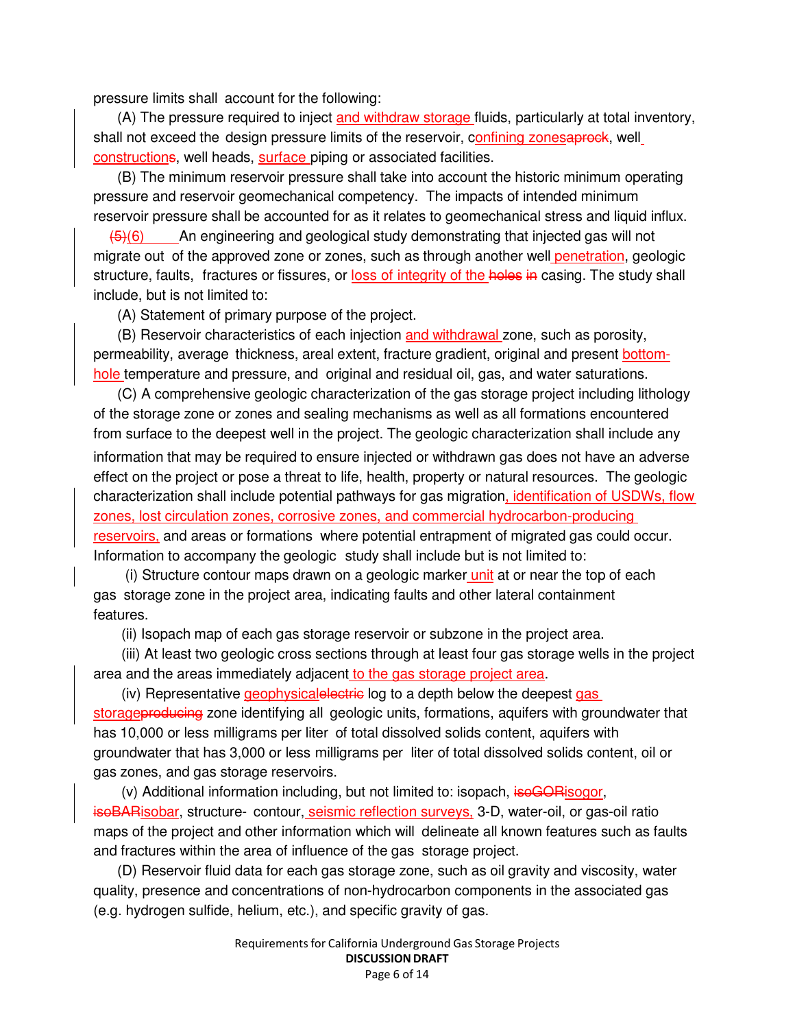pressure limits shall account for the following:

(A) The pressure required to inject and withdraw storage fluids, particularly at total inventory, shall not exceed the design pressure limits of the reservoir, confining zonescaprock, well constructions, well heads, surface piping or associated facilities.

(B) The minimum reservoir pressure shall take into account the historic minimum operating pressure and reservoir geomechanical competency. The impacts of intended minimum reservoir pressure shall be accounted for as it relates to geomechanical stress and liquid influx.

~~(5)~~(6) An engineering and geological study demonstrating that injected gas will not migrate out of the approved zone or zones, such as through another well penetration, geologic structure, faults, fractures or fissures, or loss of integrity of the ~~holes in~~ casing. The study shall include, but is not limited to:

(A) Statement of primary purpose of the project.

(B) Reservoir characteristics of each injection and withdrawal zone, such as porosity, permeability, average thickness, areal extent, fracture gradient, original and present bottom-hole temperature and pressure, and original and residual oil, gas, and water saturations.

(C) A comprehensive geologic characterization of the gas storage project including lithology of the storage zone or zones and sealing mechanisms as well as all formations encountered from surface to the deepest well in the project. The geologic characterization shall include any information that may be required to ensure injected or withdrawn gas does not have an adverse effect on the project or pose a threat to life, health, property or natural resources. The geologic characterization shall include potential pathways for gas migration, identification of USDWs, flow zones, lost circulation zones, corrosive zones, and commercial hydrocarbon-producing reservoirs, and areas or formations where potential entrapment of migrated gas could occur. Information to accompany the geologic study shall include but is not limited to:

(i) Structure contour maps drawn on a geologic marker unit at or near the top of each gas storage zone in the project area, indicating faults and other lateral containment features.

(ii) Isopach map of each gas storage reservoir or subzone in the project area.

(iii) At least two geologic cross sections through at least four gas storage wells in the project area and the areas immediately adjacent to the gas storage project area.

(iv) Representative geophysical~~electric~~ log to a depth below the deepest gas storage~~producing~~ zone identifying all geologic units, formations, aquifers with groundwater that has 10,000 or less milligrams per liter of total dissolved solids content, aquifers with groundwater that has 3,000 or less milligrams per liter of total dissolved solids content, oil or gas zones, and gas storage reservoirs.

(v) Additional information including, but not limited to: isopach, ~~isoGOR~~isogor, ~~isoBAR~~isobar, structure- contour, seismic reflection surveys, 3-D, water-oil, or gas-oil ratio maps of the project and other information which will delineate all known features such as faults and fractures within the area of influence of the gas storage project.

(D) Reservoir fluid data for each gas storage zone, such as oil gravity and viscosity, water quality, presence and concentrations of non-hydrocarbon components in the associated gas (e.g. hydrogen sulfide, helium, etc.), and specific gravity of gas.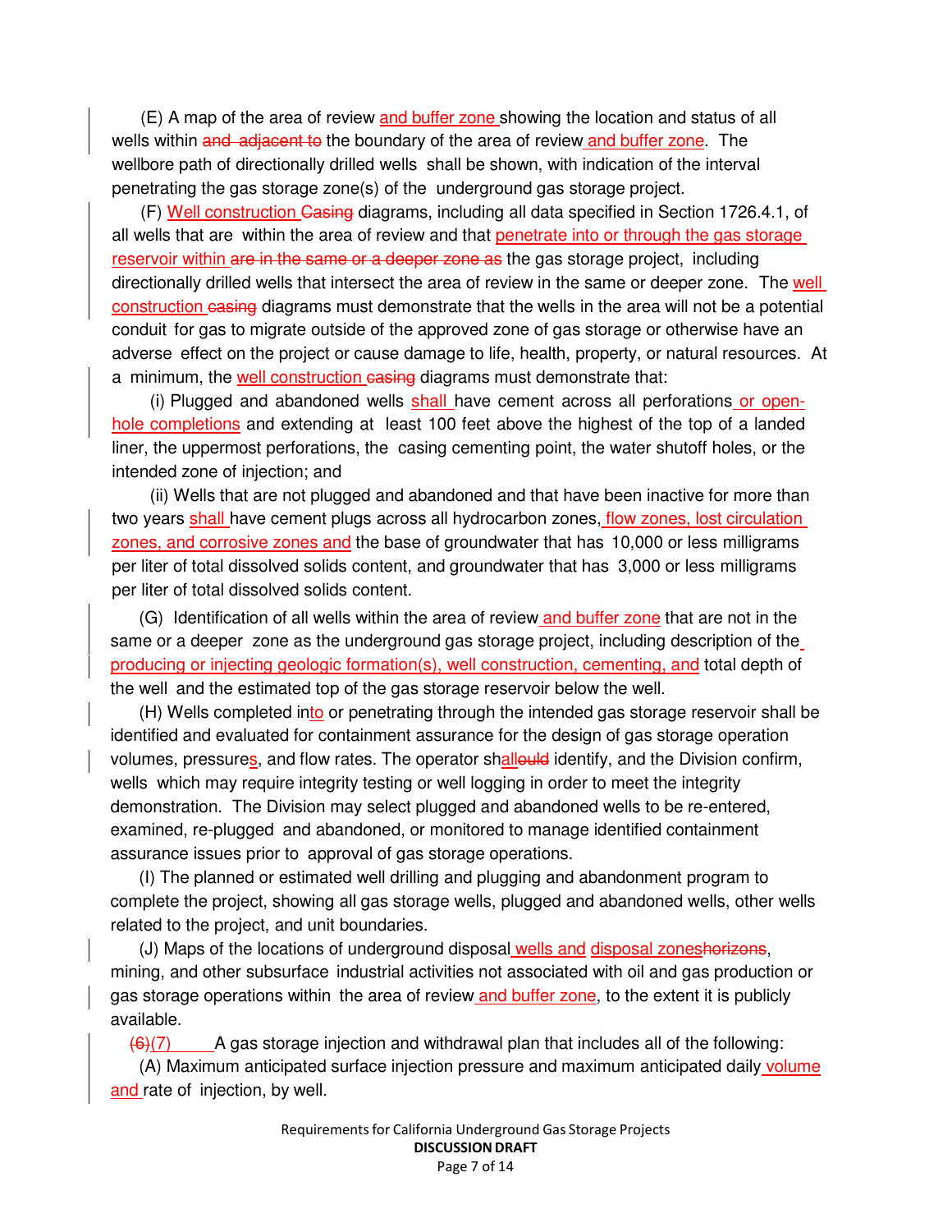(E) A map of the area of review and buffer zone showing the location and status of all wells within and adjacent to the boundary of the area of review and buffer zone. The wellbore path of directionally drilled wells shall be shown, with indication of the interval penetrating the gas storage zone(s) of the underground gas storage project.

(F) Well construction Casing diagrams, including all data specified in Section 1726.4.1, of all wells that are within the area of review and that penetrate into or through the gas storage reservoir within are in the same or a deeper zone as the gas storage project, including directionally drilled wells that intersect the area of review in the same or deeper zone. The well construction casing diagrams must demonstrate that the wells in the area will not be a potential conduit for gas to migrate outside of the approved zone of gas storage or otherwise have an adverse effect on the project or cause damage to life, health, property, or natural resources. At a minimum, the well construction casing diagrams must demonstrate that:

(i) Plugged and abandoned wells shall have cement across all perforations or open-hole completions and extending at least 100 feet above the highest of the top of a landed liner, the uppermost perforations, the casing cementing point, the water shutoff holes, or the intended zone of injection; and

(ii) Wells that are not plugged and abandoned and that have been inactive for more than two years shall have cement plugs across all hydrocarbon zones, flow zones, lost circulation zones, and corrosive zones and the base of groundwater that has 10,000 or less milligrams per liter of total dissolved solids content, and groundwater that has 3,000 or less milligrams per liter of total dissolved solids content.

(G) Identification of all wells within the area of review and buffer zone that are not in the same or a deeper zone as the underground gas storage project, including description of the producing or injecting geologic formation(s), well construction, cementing, and total depth of the well and the estimated top of the gas storage reservoir below the well.

(H) Wells completed into or penetrating through the intended gas storage reservoir shall be identified and evaluated for containment assurance for the design of gas storage operation volumes, pressures, and flow rates. The operator shallould identify, and the Division confirm, wells which may require integrity testing or well logging in order to meet the integrity demonstration. The Division may select plugged and abandoned wells to be re-entered, examined, re-plugged and abandoned, or monitored to manage identified containment assurance issues prior to approval of gas storage operations.

(I) The planned or estimated well drilling and plugging and abandonment program to complete the project, showing all gas storage wells, plugged and abandoned wells, other wells related to the project, and unit boundaries.

(J) Maps of the locations of underground disposal wells and disposal zoneshorizons, mining, and other subsurface industrial activities not associated with oil and gas production or gas storage operations within the area of review and buffer zone, to the extent it is publicly available.

(6)(7) A gas storage injection and withdrawal plan that includes all of the following:

(A) Maximum anticipated surface injection pressure and maximum anticipated daily volume and rate of injection, by well.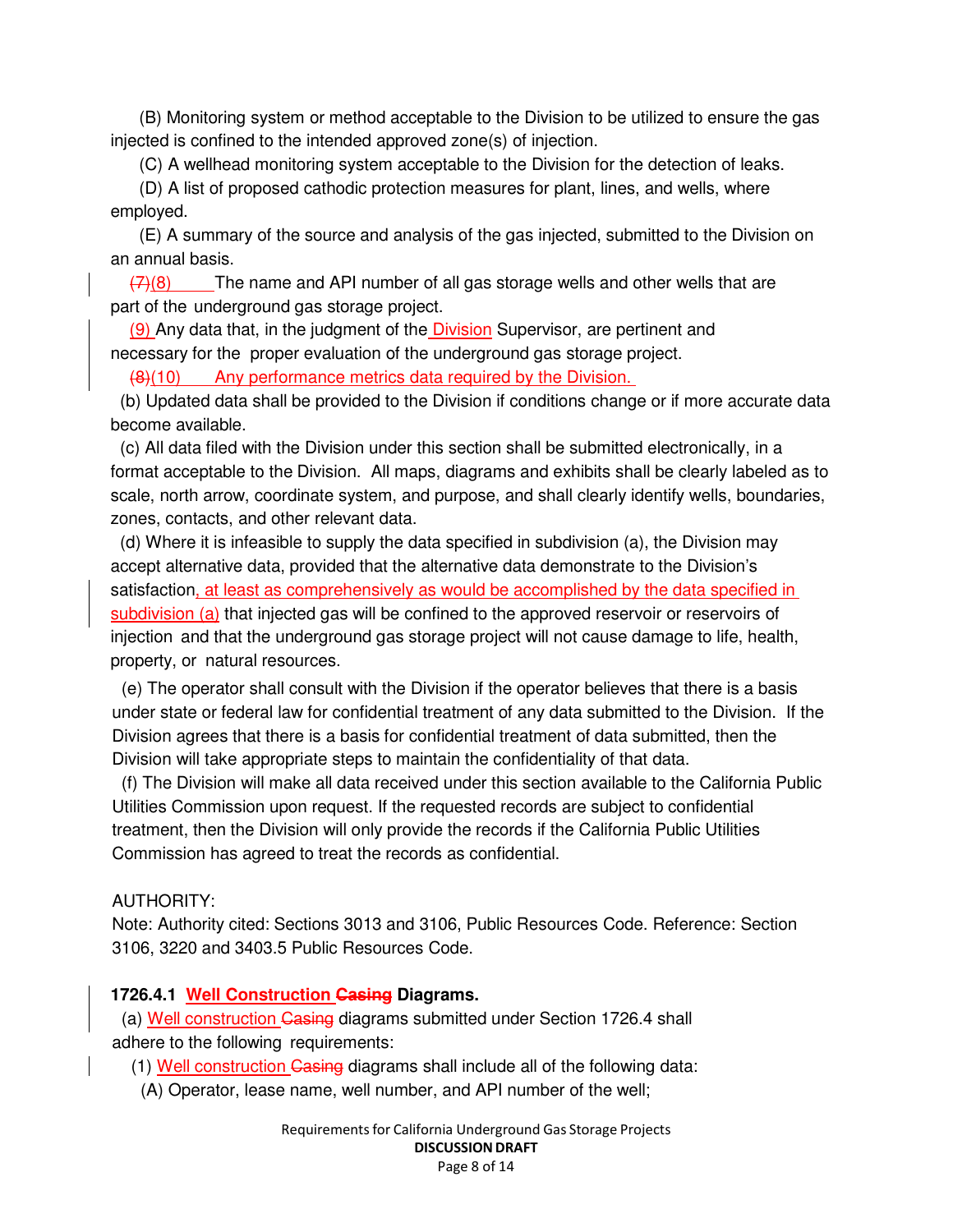(B) Monitoring system or method acceptable to the Division to be utilized to ensure the gas injected is confined to the intended approved zone(s) of injection.

(C) A wellhead monitoring system acceptable to the Division for the detection of leaks.

(D) A list of proposed cathodic protection measures for plant, lines, and wells, where employed.

(E) A summary of the source and analysis of the gas injected, submitted to the Division on an annual basis.

~~(7)~~(8) The name and API number of all gas storage wells and other wells that are part of the underground gas storage project.

(9) Any data that, in the judgment of the Division Supervisor, are pertinent and necessary for the proper evaluation of the underground gas storage project.

~~(8)~~(10) Any performance metrics data required by the Division.

(b) Updated data shall be provided to the Division if conditions change or if more accurate data become available.

(c) All data filed with the Division under this section shall be submitted electronically, in a format acceptable to the Division. All maps, diagrams and exhibits shall be clearly labeled as to scale, north arrow, coordinate system, and purpose, and shall clearly identify wells, boundaries, zones, contacts, and other relevant data.

(d) Where it is infeasible to supply the data specified in subdivision (a), the Division may accept alternative data, provided that the alternative data demonstrate to the Division's satisfaction, at least as comprehensively as would be accomplished by the data specified in subdivision (a) that injected gas will be confined to the approved reservoir or reservoirs of injection and that the underground gas storage project will not cause damage to life, health, property, or natural resources.

(e) The operator shall consult with the Division if the operator believes that there is a basis under state or federal law for confidential treatment of any data submitted to the Division. If the Division agrees that there is a basis for confidential treatment of data submitted, then the Division will take appropriate steps to maintain the confidentiality of that data.

(f) The Division will make all data received under this section available to the California Public Utilities Commission upon request. If the requested records are subject to confidential treatment, then the Division will only provide the records if the California Public Utilities Commission has agreed to treat the records as confidential.

AUTHORITY:
Note: Authority cited: Sections 3013 and 3106, Public Resources Code. Reference: Section 3106, 3220 and 3403.5 Public Resources Code.

**1726.4.1 Well Construction ~~Casing~~ Diagrams.**

(a) Well construction ~~Casing~~ diagrams submitted under Section 1726.4 shall adhere to the following requirements:

(1) Well construction ~~Casing~~ diagrams shall include all of the following data:

(A) Operator, lease name, well number, and API number of the well;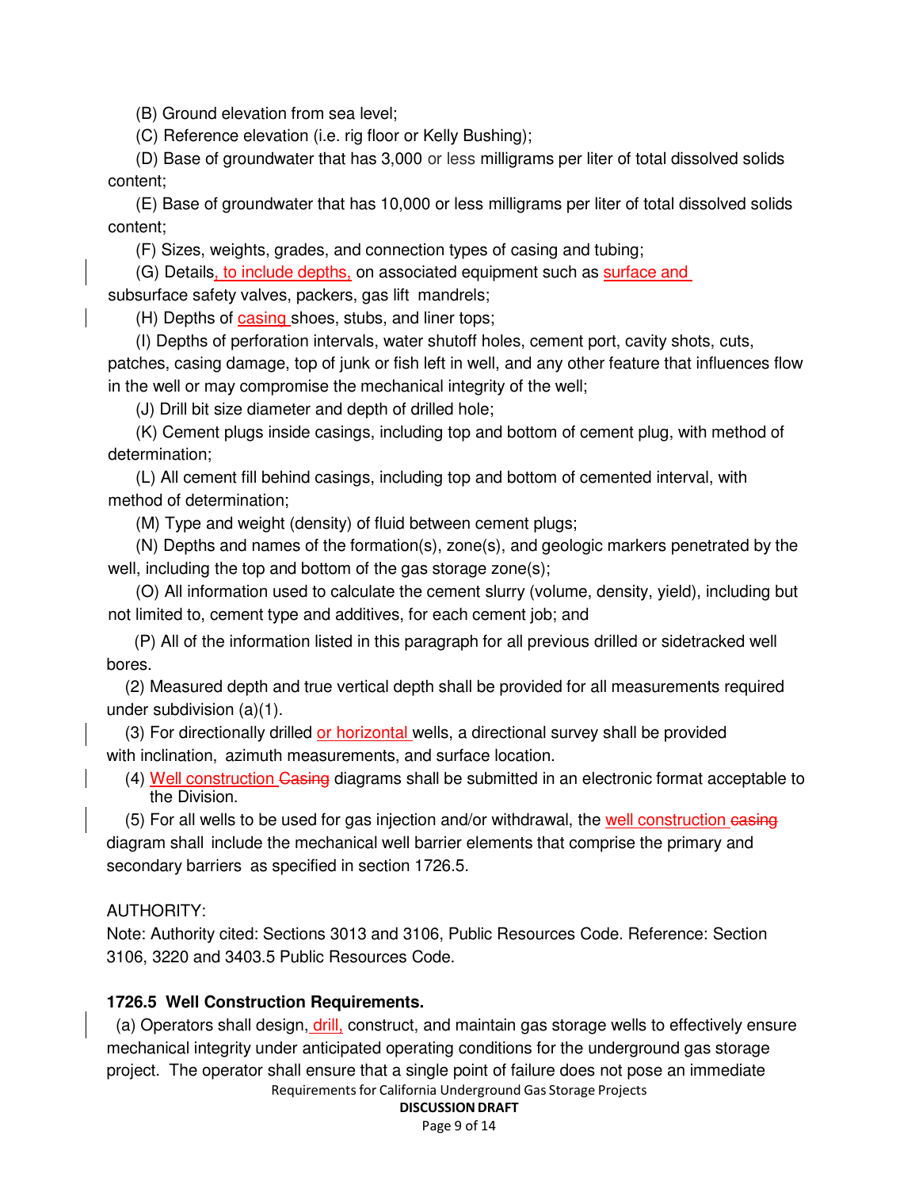(B) Ground elevation from sea level;

(C) Reference elevation (i.e. rig floor or Kelly Bushing);

(D) Base of groundwater that has 3,000 or less milligrams per liter of total dissolved solids content;

(E) Base of groundwater that has 10,000 or less milligrams per liter of total dissolved solids content;

(F) Sizes, weights, grades, and connection types of casing and tubing;

(G) Details, to include depths, on associated equipment such as surface and subsurface safety valves, packers, gas lift mandrels;

(H) Depths of casing shoes, stubs, and liner tops;

(I) Depths of perforation intervals, water shutoff holes, cement port, cavity shots, cuts, patches, casing damage, top of junk or fish left in well, and any other feature that influences flow in the well or may compromise the mechanical integrity of the well;

(J) Drill bit size diameter and depth of drilled hole;

(K) Cement plugs inside casings, including top and bottom of cement plug, with method of determination;

(L) All cement fill behind casings, including top and bottom of cemented interval, with method of determination;

(M) Type and weight (density) of fluid between cement plugs;

(N) Depths and names of the formation(s), zone(s), and geologic markers penetrated by the well, including the top and bottom of the gas storage zone(s);

(O) All information used to calculate the cement slurry (volume, density, yield), including but not limited to, cement type and additives, for each cement job; and

(P) All of the information listed in this paragraph for all previous drilled or sidetracked well bores.

(2) Measured depth and true vertical depth shall be provided for all measurements required under subdivision (a)(1).

(3) For directionally drilled or horizontal wells, a directional survey shall be provided with inclination, azimuth measurements, and surface location.

(4) Well construction ~~Casing~~ diagrams shall be submitted in an electronic format acceptable to the Division.

(5) For all wells to be used for gas injection and/or withdrawal, the well construction ~~casing~~ diagram shall include the mechanical well barrier elements that comprise the primary and secondary barriers as specified in section 1726.5.

AUTHORITY:
Note: Authority cited: Sections 3013 and 3106, Public Resources Code. Reference: Section 3106, 3220 and 3403.5 Public Resources Code.

**1726.5 Well Construction Requirements.**

(a) Operators shall design, drill, construct, and maintain gas storage wells to effectively ensure mechanical integrity under anticipated operating conditions for the underground gas storage project. The operator shall ensure that a single point of failure does not pose an immediate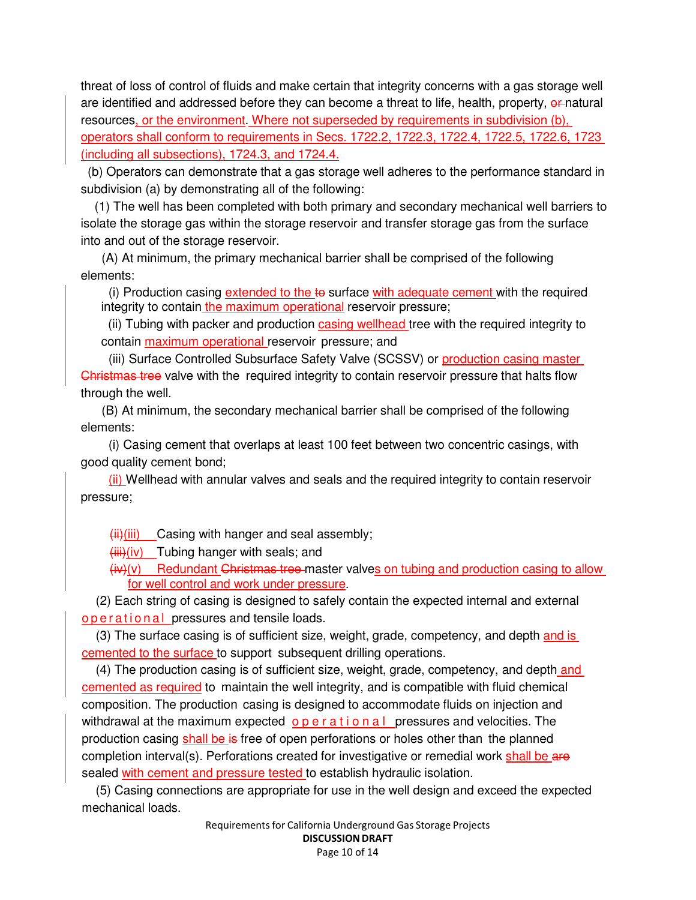threat of loss of control of fluids and make certain that integrity concerns with a gas storage well are identified and addressed before they can become a threat to life, health, property, ~~or~~ natural resources, or the environment. Where not superseded by requirements in subdivision (b), operators shall conform to requirements in Secs. 1722.2, 1722.3, 1722.4, 1722.5, 1722.6, 1723 (including all subsections), 1724.3, and 1724.4.

(b) Operators can demonstrate that a gas storage well adheres to the performance standard in subdivision (a) by demonstrating all of the following:

(1) The well has been completed with both primary and secondary mechanical well barriers to isolate the storage gas within the storage reservoir and transfer storage gas from the surface into and out of the storage reservoir.

(A) At minimum, the primary mechanical barrier shall be comprised of the following elements:

(i) Production casing extended to the ~~to~~ surface with adequate cement with the required integrity to contain the maximum operational reservoir pressure;

(ii) Tubing with packer and production casing wellhead tree with the required integrity to contain maximum operational reservoir pressure; and

(iii) Surface Controlled Subsurface Safety Valve (SCSSV) or production casing master ~~Christmas tree~~ valve with the required integrity to contain reservoir pressure that halts flow through the well.

(B) At minimum, the secondary mechanical barrier shall be comprised of the following elements:

(i) Casing cement that overlaps at least 100 feet between two concentric casings, with good quality cement bond;

(ii) Wellhead with annular valves and seals and the required integrity to contain reservoir pressure;

~~(ii)~~(iii) Casing with hanger and seal assembly;

~~(iii)~~(iv) Tubing hanger with seals; and

~~(iv)~~(v) Redundant ~~Christmas tree~~ master valves on tubing and production casing to allow for well control and work under pressure.

(2) Each string of casing is designed to safely contain the expected internal and external operational pressures and tensile loads.

(3) The surface casing is of sufficient size, weight, grade, competency, and depth and is cemented to the surface to support subsequent drilling operations.

(4) The production casing is of sufficient size, weight, grade, competency, and depth and cemented as required to maintain the well integrity, and is compatible with fluid chemical composition. The production casing is designed to accommodate fluids on injection and withdrawal at the maximum expected operational pressures and velocities. The production casing shall be ~~is~~ free of open perforations or holes other than the planned completion interval(s). Perforations created for investigative or remedial work shall be ~~are~~ sealed with cement and pressure tested to establish hydraulic isolation.

(5) Casing connections are appropriate for use in the well design and exceed the expected mechanical loads.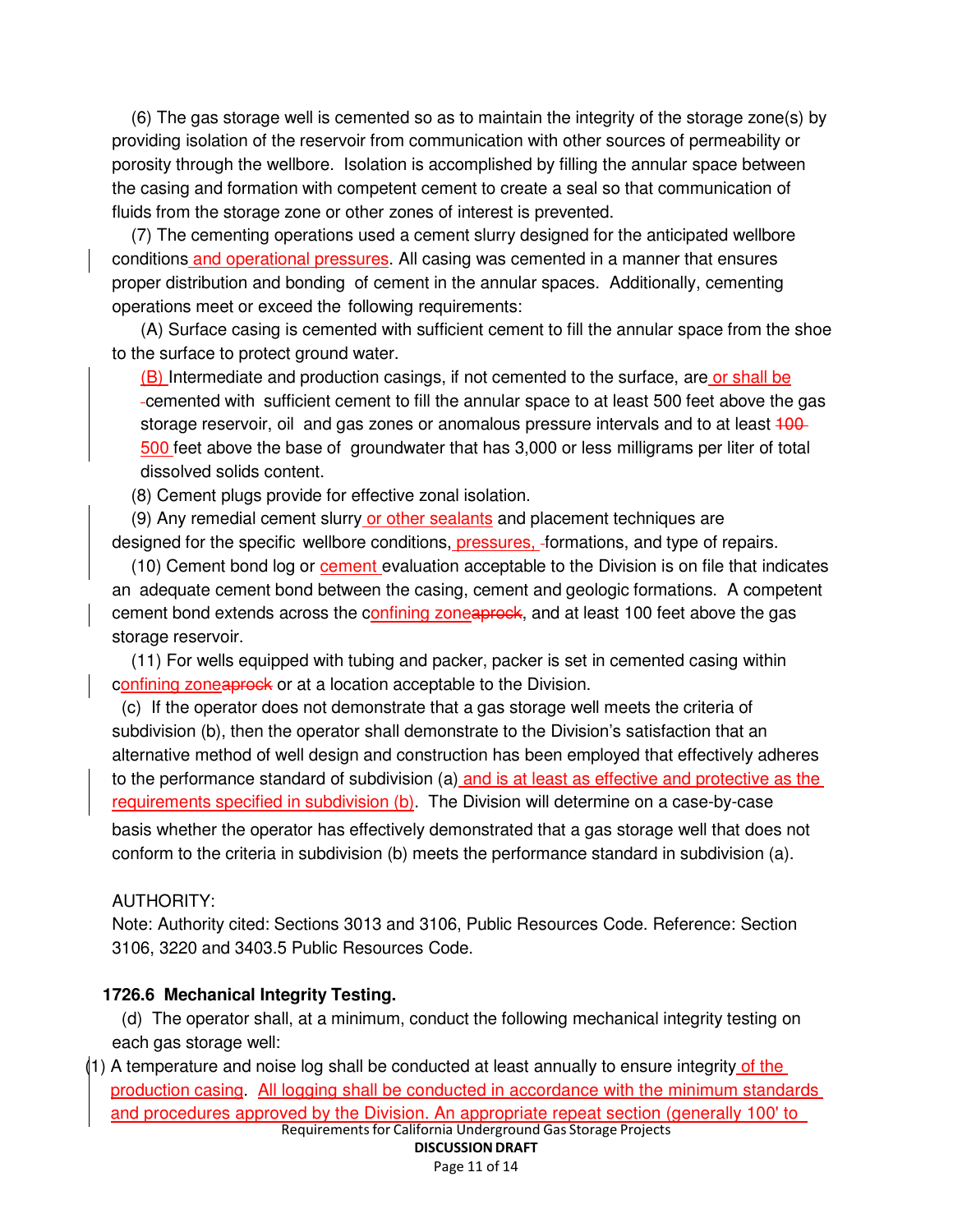(6) The gas storage well is cemented so as to maintain the integrity of the storage zone(s) by providing isolation of the reservoir from communication with other sources of permeability or porosity through the wellbore. Isolation is accomplished by filling the annular space between the casing and formation with competent cement to create a seal so that communication of fluids from the storage zone or other zones of interest is prevented.

(7) The cementing operations used a cement slurry designed for the anticipated wellbore conditions and operational pressures. All casing was cemented in a manner that ensures proper distribution and bonding of cement in the annular spaces. Additionally, cementing operations meet or exceed the following requirements:

(A) Surface casing is cemented with sufficient cement to fill the annular space from the shoe to the surface to protect ground water.

(B) Intermediate and production casings, if not cemented to the surface, are or shall be cemented with sufficient cement to fill the annular space to at least 500 feet above the gas storage reservoir, oil and gas zones or anomalous pressure intervals and to at least ~~100~~ 500 feet above the base of groundwater that has 3,000 or less milligrams per liter of total dissolved solids content.

(8) Cement plugs provide for effective zonal isolation.

(9) Any remedial cement slurry or other sealants and placement techniques are designed for the specific wellbore conditions, pressures, formations, and type of repairs.

(10) Cement bond log or cement evaluation acceptable to the Division is on file that indicates an adequate cement bond between the casing, cement and geologic formations. A competent cement bond extends across the confining zone~~caprock~~, and at least 100 feet above the gas storage reservoir.

(11) For wells equipped with tubing and packer, packer is set in cemented casing within confining zone~~caprock~~ or at a location acceptable to the Division.

(c) If the operator does not demonstrate that a gas storage well meets the criteria of subdivision (b), then the operator shall demonstrate to the Division's satisfaction that an alternative method of well design and construction has been employed that effectively adheres to the performance standard of subdivision (a) and is at least as effective and protective as the requirements specified in subdivision (b). The Division will determine on a case-by-case basis whether the operator has effectively demonstrated that a gas storage well that does not conform to the criteria in subdivision (b) meets the performance standard in subdivision (a).

AUTHORITY:
Note: Authority cited: Sections 3013 and 3106, Public Resources Code. Reference: Section 3106, 3220 and 3403.5 Public Resources Code.

**1726.6 Mechanical Integrity Testing.**

(d) The operator shall, at a minimum, conduct the following mechanical integrity testing on each gas storage well:

(1) A temperature and noise log shall be conducted at least annually to ensure integrity of the production casing. All logging shall be conducted in accordance with the minimum standards and procedures approved by the Division. An appropriate repeat section (generally 100' to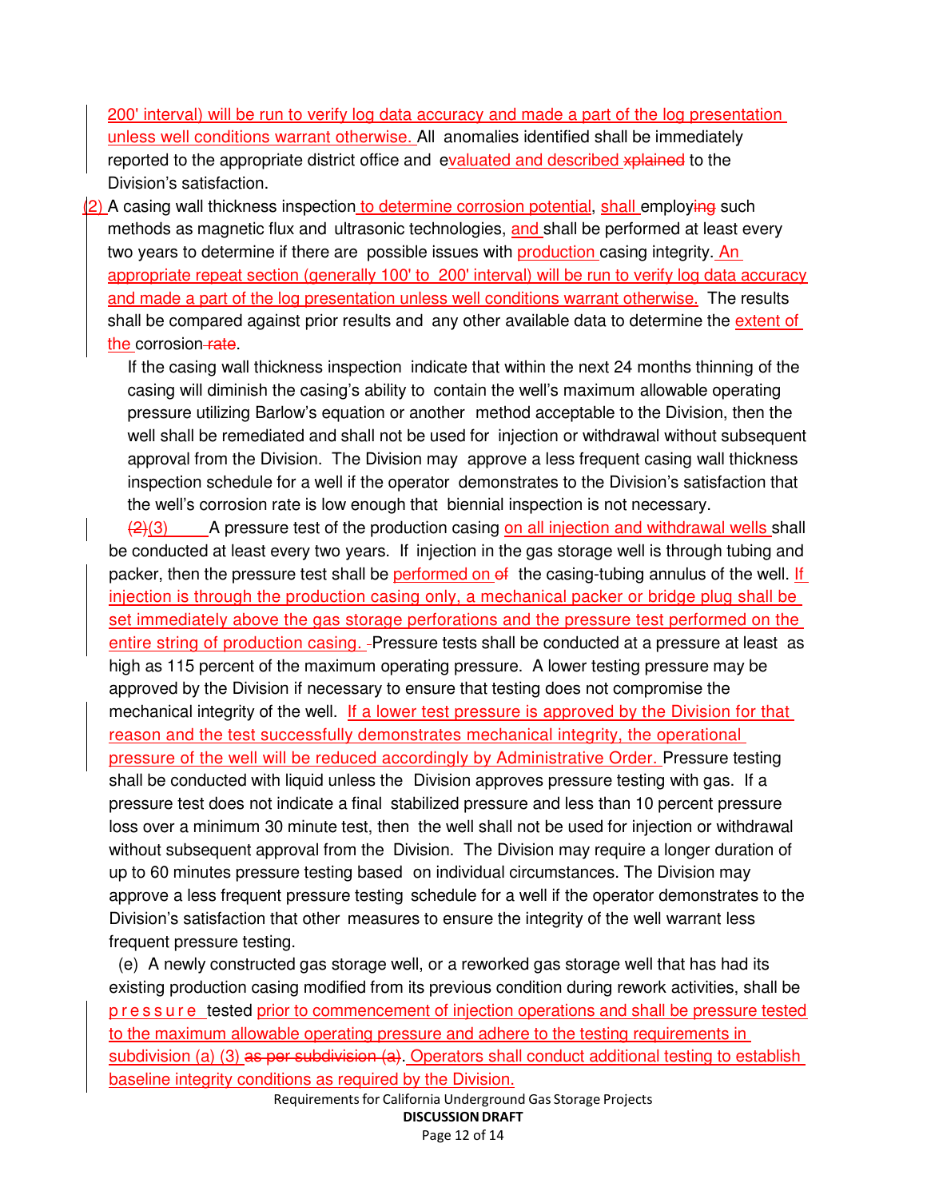200' interval) will be run to verify log data accuracy and made a part of the log presentation unless well conditions warrant otherwise. All anomalies identified shall be immediately reported to the appropriate district office and evaluated and described ~~xplained~~ to the Division's satisfaction.

(2) A casing wall thickness inspection to determine corrosion potential, shall employ~~ing~~ such methods as magnetic flux and ultrasonic technologies, and shall be performed at least every two years to determine if there are possible issues with production casing integrity. An appropriate repeat section (generally 100' to 200' interval) will be run to verify log data accuracy and made a part of the log presentation unless well conditions warrant otherwise. The results shall be compared against prior results and any other available data to determine the extent of the corrosion ~~rate~~.

If the casing wall thickness inspection indicate that within the next 24 months thinning of the casing will diminish the casing's ability to contain the well's maximum allowable operating pressure utilizing Barlow's equation or another method acceptable to the Division, then the well shall be remediated and shall not be used for injection or withdrawal without subsequent approval from the Division. The Division may approve a less frequent casing wall thickness inspection schedule for a well if the operator demonstrates to the Division's satisfaction that the well's corrosion rate is low enough that biennial inspection is not necessary.

~~(2)~~(3) A pressure test of the production casing on all injection and withdrawal wells shall be conducted at least every two years. If injection in the gas storage well is through tubing and packer, then the pressure test shall be performed on ~~of~~ the casing-tubing annulus of the well. If injection is through the production casing only, a mechanical packer or bridge plug shall be set immediately above the gas storage perforations and the pressure test performed on the entire string of production casing. Pressure tests shall be conducted at a pressure at least as high as 115 percent of the maximum operating pressure. A lower testing pressure may be approved by the Division if necessary to ensure that testing does not compromise the mechanical integrity of the well. If a lower test pressure is approved by the Division for that reason and the test successfully demonstrates mechanical integrity, the operational pressure of the well will be reduced accordingly by Administrative Order. Pressure testing shall be conducted with liquid unless the Division approves pressure testing with gas. If a pressure test does not indicate a final stabilized pressure and less than 10 percent pressure loss over a minimum 30 minute test, then the well shall not be used for injection or withdrawal without subsequent approval from the Division. The Division may require a longer duration of up to 60 minutes pressure testing based on individual circumstances. The Division may approve a less frequent pressure testing schedule for a well if the operator demonstrates to the Division's satisfaction that other measures to ensure the integrity of the well warrant less frequent pressure testing.

(e) A newly constructed gas storage well, or a reworked gas storage well that has had its existing production casing modified from its previous condition during rework activities, shall be pressure tested prior to commencement of injection operations and shall be pressure tested to the maximum allowable operating pressure and adhere to the testing requirements in subdivision (a) (3) ~~as per subdivision (a)~~. Operators shall conduct additional testing to establish baseline integrity conditions as required by the Division.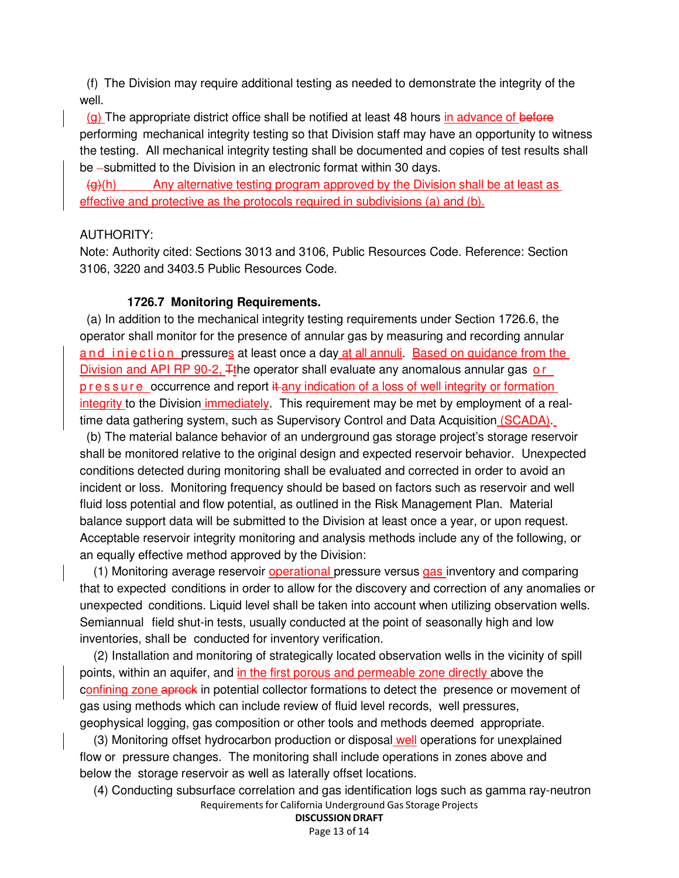(f) The Division may require additional testing as needed to demonstrate the integrity of the well.

(g) The appropriate district office shall be notified at least 48 hours in advance of before performing mechanical integrity testing so that Division staff may have an opportunity to witness the testing. All mechanical integrity testing shall be documented and copies of test results shall be submitted to the Division in an electronic format within 30 days.

(g)(h) Any alternative testing program approved by the Division shall be at least as effective and protective as the protocols required in subdivisions (a) and (b).

AUTHORITY:
Note: Authority cited: Sections 3013 and 3106, Public Resources Code. Reference: Section 3106, 3220 and 3403.5 Public Resources Code.

**1726.7 Monitoring Requirements.**

(a) In addition to the mechanical integrity testing requirements under Section 1726.6, the operator shall monitor for the presence of annular gas by measuring and recording annular and injection pressures at least once a day at all annuli. Based on guidance from the Division and API RP 90-2, Tthe operator shall evaluate any anomalous annular gas or pressure occurrence and report it any indication of a loss of well integrity or formation integrity to the Division immediately. This requirement may be met by employment of a real-time data gathering system, such as Supervisory Control and Data Acquisition (SCADA).

(b) The material balance behavior of an underground gas storage project's storage reservoir shall be monitored relative to the original design and expected reservoir behavior. Unexpected conditions detected during monitoring shall be evaluated and corrected in order to avoid an incident or loss. Monitoring frequency should be based on factors such as reservoir and well fluid loss potential and flow potential, as outlined in the Risk Management Plan. Material balance support data will be submitted to the Division at least once a year, or upon request. Acceptable reservoir integrity monitoring and analysis methods include any of the following, or an equally effective method approved by the Division:

(1) Monitoring average reservoir operational pressure versus gas inventory and comparing that to expected conditions in order to allow for the discovery and correction of any anomalies or unexpected conditions. Liquid level shall be taken into account when utilizing observation wells. Semiannual field shut-in tests, usually conducted at the point of seasonally high and low inventories, shall be conducted for inventory verification.

(2) Installation and monitoring of strategically located observation wells in the vicinity of spill points, within an aquifer, and in the first porous and permeable zone directly above the confining zone aprock in potential collector formations to detect the presence or movement of gas using methods which can include review of fluid level records, well pressures, geophysical logging, gas composition or other tools and methods deemed appropriate.

(3) Monitoring offset hydrocarbon production or disposal well operations for unexplained flow or pressure changes. The monitoring shall include operations in zones above and below the storage reservoir as well as laterally offset locations.

(4) Conducting subsurface correlation and gas identification logs such as gamma ray-neutron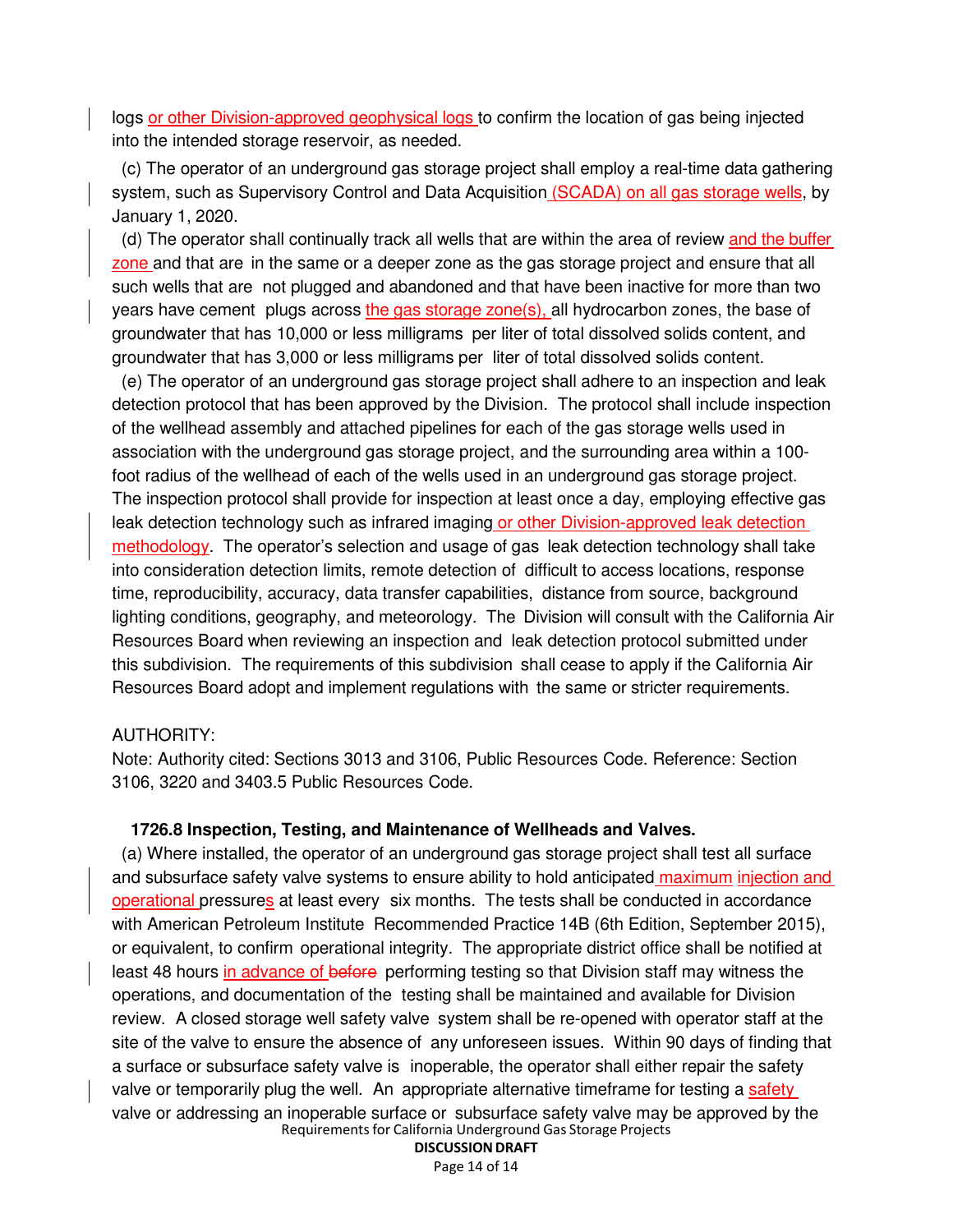logs or other Division-approved geophysical logs to confirm the location of gas being injected into the intended storage reservoir, as needed.

(c) The operator of an underground gas storage project shall employ a real-time data gathering system, such as Supervisory Control and Data Acquisition (SCADA) on all gas storage wells, by January 1, 2020.

(d) The operator shall continually track all wells that are within the area of review and the buffer zone and that are in the same or a deeper zone as the gas storage project and ensure that all such wells that are not plugged and abandoned and that have been inactive for more than two years have cement plugs across the gas storage zone(s), all hydrocarbon zones, the base of groundwater that has 10,000 or less milligrams per liter of total dissolved solids content, and groundwater that has 3,000 or less milligrams per liter of total dissolved solids content.

(e) The operator of an underground gas storage project shall adhere to an inspection and leak detection protocol that has been approved by the Division. The protocol shall include inspection of the wellhead assembly and attached pipelines for each of the gas storage wells used in association with the underground gas storage project, and the surrounding area within a 100-foot radius of the wellhead of each of the wells used in an underground gas storage project. The inspection protocol shall provide for inspection at least once a day, employing effective gas leak detection technology such as infrared imaging or other Division-approved leak detection methodology. The operator's selection and usage of gas leak detection technology shall take into consideration detection limits, remote detection of difficult to access locations, response time, reproducibility, accuracy, data transfer capabilities, distance from source, background lighting conditions, geography, and meteorology. The Division will consult with the California Air Resources Board when reviewing an inspection and leak detection protocol submitted under this subdivision. The requirements of this subdivision shall cease to apply if the California Air Resources Board adopt and implement regulations with the same or stricter requirements.

AUTHORITY:
Note: Authority cited: Sections 3013 and 3106, Public Resources Code. Reference: Section 3106, 3220 and 3403.5 Public Resources Code.

**1726.8 Inspection, Testing, and Maintenance of Wellheads and Valves.**

(a) Where installed, the operator of an underground gas storage project shall test all surface and subsurface safety valve systems to ensure ability to hold anticipated maximum injection and operational pressures at least every six months. The tests shall be conducted in accordance with American Petroleum Institute Recommended Practice 14B (6th Edition, September 2015), or equivalent, to confirm operational integrity. The appropriate district office shall be notified at least 48 hours in advance of ~~before~~ performing testing so that Division staff may witness the operations, and documentation of the testing shall be maintained and available for Division review. A closed storage well safety valve system shall be re-opened with operator staff at the site of the valve to ensure the absence of any unforeseen issues. Within 90 days of finding that a surface or subsurface safety valve is inoperable, the operator shall either repair the safety valve or temporarily plug the well. An appropriate alternative timeframe for testing a safety valve or addressing an inoperable surface or subsurface safety valve may be approved by the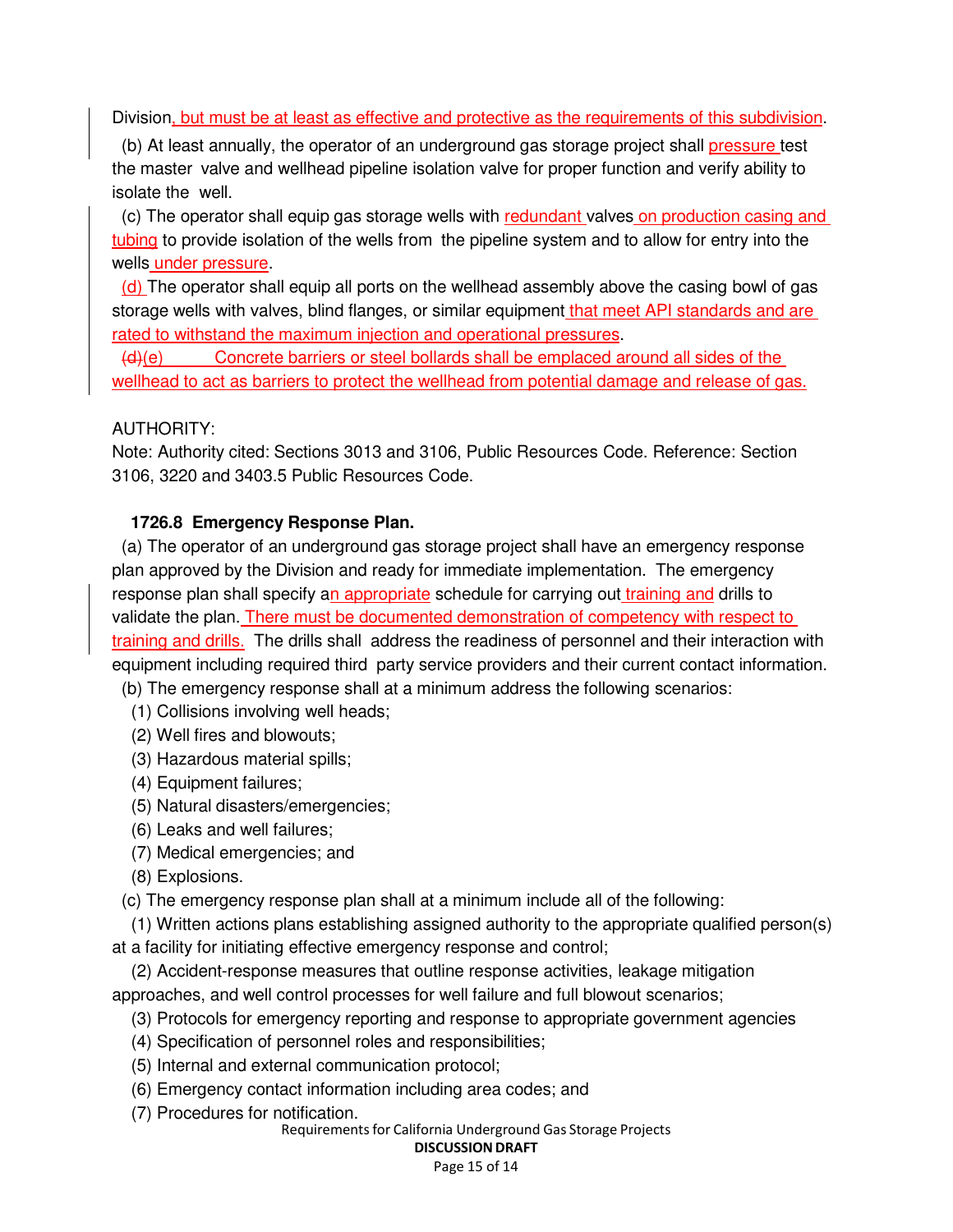Division, but must be at least as effective and protective as the requirements of this subdivision.

(b) At least annually, the operator of an underground gas storage project shall pressure test the master valve and wellhead pipeline isolation valve for proper function and verify ability to isolate the well.

(c) The operator shall equip gas storage wells with redundant valves on production casing and tubing to provide isolation of the wells from the pipeline system and to allow for entry into the wells under pressure.

(d) The operator shall equip all ports on the wellhead assembly above the casing bowl of gas storage wells with valves, blind flanges, or similar equipment that meet API standards and are rated to withstand the maximum injection and operational pressures.

~~(d)~~(e) Concrete barriers or steel bollards shall be emplaced around all sides of the wellhead to act as barriers to protect the wellhead from potential damage and release of gas.

AUTHORITY:
Note: Authority cited: Sections 3013 and 3106, Public Resources Code. Reference: Section 3106, 3220 and 3403.5 Public Resources Code.

### 1726.8 Emergency Response Plan.

(a) The operator of an underground gas storage project shall have an emergency response plan approved by the Division and ready for immediate implementation. The emergency response plan shall specify an appropriate schedule for carrying out training and drills to validate the plan. There must be documented demonstration of competency with respect to training and drills. The drills shall address the readiness of personnel and their interaction with equipment including required third party service providers and their current contact information.

(b) The emergency response shall at a minimum address the following scenarios:

(1) Collisions involving well heads;
(2) Well fires and blowouts;
(3) Hazardous material spills;
(4) Equipment failures;
(5) Natural disasters/emergencies;
(6) Leaks and well failures;
(7) Medical emergencies; and
(8) Explosions.

(c) The emergency response plan shall at a minimum include all of the following:

(1) Written actions plans establishing assigned authority to the appropriate qualified person(s) at a facility for initiating effective emergency response and control;
(2) Accident-response measures that outline response activities, leakage mitigation approaches, and well control processes for well failure and full blowout scenarios;
(3) Protocols for emergency reporting and response to appropriate government agencies
(4) Specification of personnel roles and responsibilities;
(5) Internal and external communication protocol;
(6) Emergency contact information including area codes; and
(7) Procedures for notification.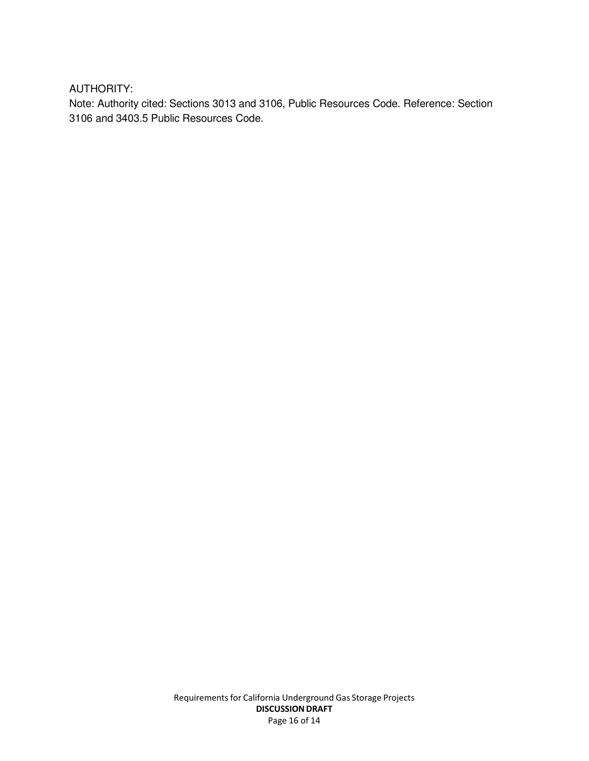AUTHORITY:

Note: Authority cited: Sections 3013 and 3106, Public Resources Code. Reference: Section 3106 and 3403.5 Public Resources Code.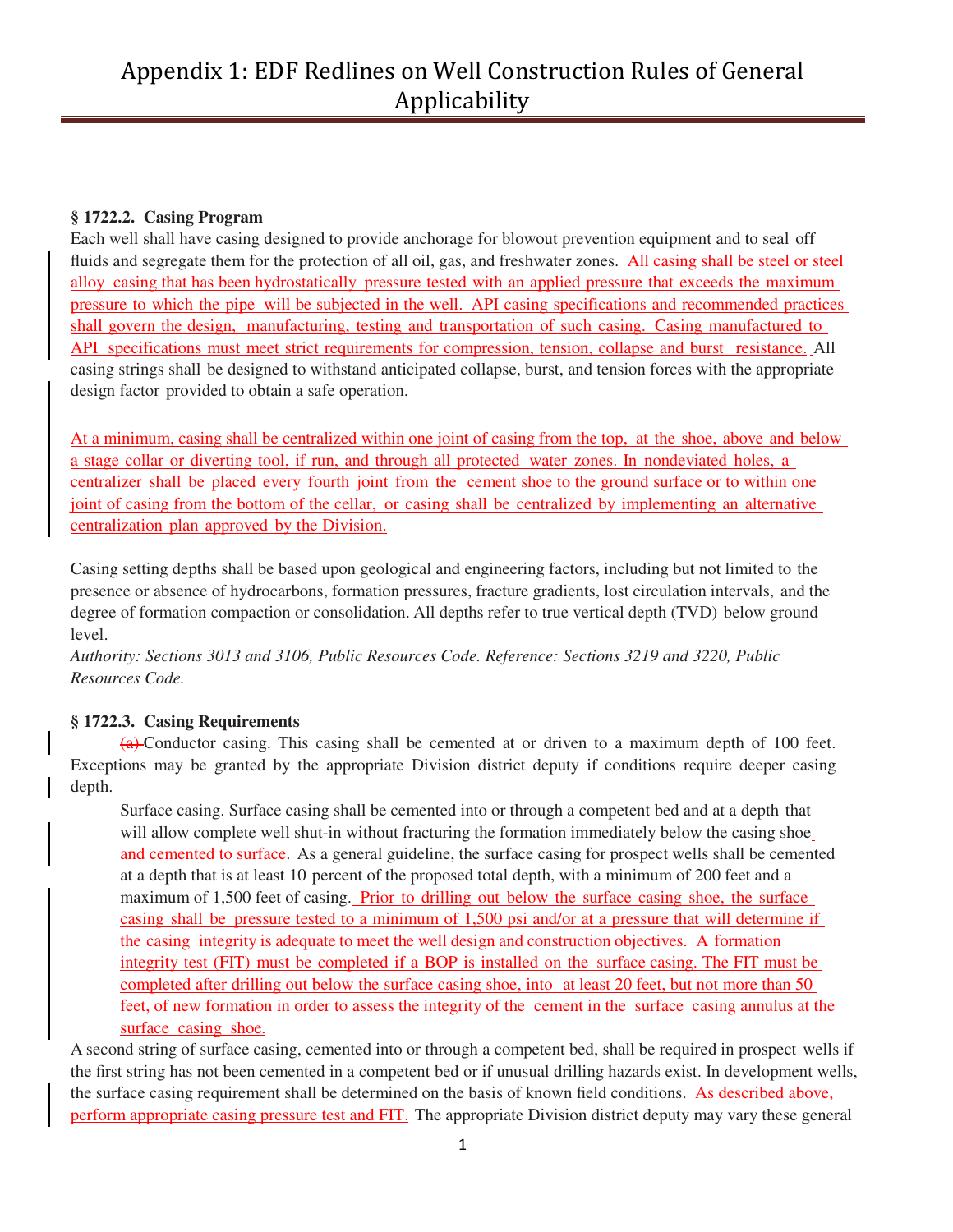# Appendix 1: EDF Redlines on Well Construction Rules of General Applicability

**§ 1722.2. Casing Program**

Each well shall have casing designed to provide anchorage for blowout prevention equipment and to seal off fluids and segregate them for the protection of all oil, gas, and freshwater zones. All casing shall be steel or steel alloy casing that has been hydrostatically pressure tested with an applied pressure that exceeds the maximum pressure to which the pipe will be subjected in the well. API casing specifications and recommended practices shall govern the design, manufacturing, testing and transportation of such casing. Casing manufactured to API specifications must meet strict requirements for compression, tension, collapse and burst resistance. All casing strings shall be designed to withstand anticipated collapse, burst, and tension forces with the appropriate design factor provided to obtain a safe operation.

At a minimum, casing shall be centralized within one joint of casing from the top, at the shoe, above and below a stage collar or diverting tool, if run, and through all protected water zones. In nondeviated holes, a centralizer shall be placed every fourth joint from the cement shoe to the ground surface or to within one joint of casing from the bottom of the cellar, or casing shall be centralized by implementing an alternative centralization plan approved by the Division.

Casing setting depths shall be based upon geological and engineering factors, including but not limited to the presence or absence of hydrocarbons, formation pressures, fracture gradients, lost circulation intervals, and the degree of formation compaction or consolidation. All depths refer to true vertical depth (TVD) below ground level.

*Authority: Sections 3013 and 3106, Public Resources Code. Reference: Sections 3219 and 3220, Public Resources Code.*

**§ 1722.3. Casing Requirements**

~~(a)~~ Conductor casing. This casing shall be cemented at or driven to a maximum depth of 100 feet. Exceptions may be granted by the appropriate Division district deputy if conditions require deeper casing depth.

Surface casing. Surface casing shall be cemented into or through a competent bed and at a depth that will allow complete well shut-in without fracturing the formation immediately below the casing shoe and cemented to surface. As a general guideline, the surface casing for prospect wells shall be cemented at a depth that is at least 10 percent of the proposed total depth, with a minimum of 200 feet and a maximum of 1,500 feet of casing. Prior to drilling out below the surface casing shoe, the surface casing shall be pressure tested to a minimum of 1,500 psi and/or at a pressure that will determine if the casing integrity is adequate to meet the well design and construction objectives. A formation integrity test (FIT) must be completed if a BOP is installed on the surface casing. The FIT must be completed after drilling out below the surface casing shoe, into at least 20 feet, but not more than 50 feet, of new formation in order to assess the integrity of the cement in the surface casing annulus at the surface casing shoe.

A second string of surface casing, cemented into or through a competent bed, shall be required in prospect wells if the first string has not been cemented in a competent bed or if unusual drilling hazards exist. In development wells, the surface casing requirement shall be determined on the basis of known field conditions. As described above, perform appropriate casing pressure test and FIT. The appropriate Division district deputy may vary these general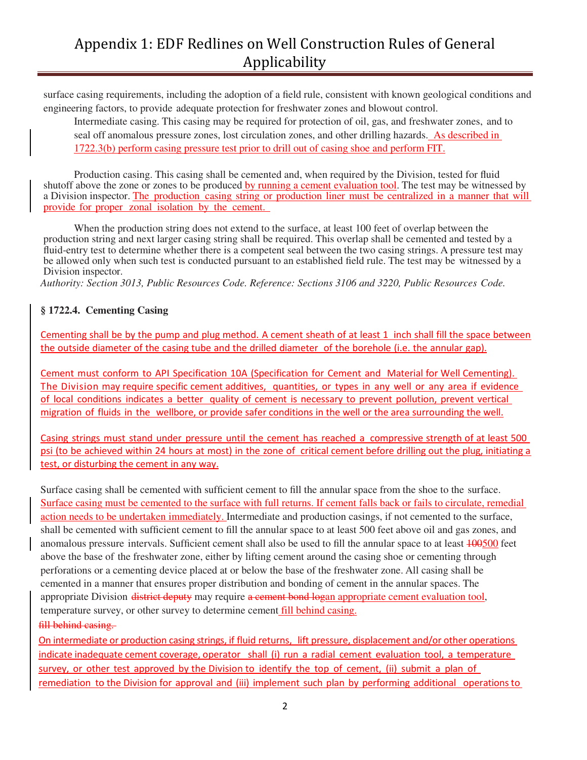surface casing requirements, including the adoption of a field rule, consistent with known geological conditions and engineering factors, to provide adequate protection for freshwater zones and blowout control.

Intermediate casing. This casing may be required for protection of oil, gas, and freshwater zones, and to seal off anomalous pressure zones, lost circulation zones, and other drilling hazards. As described in 1722.3(b) perform casing pressure test prior to drill out of casing shoe and perform FIT.

Production casing. This casing shall be cemented and, when required by the Division, tested for fluid shutoff above the zone or zones to be produced by running a cement evaluation tool. The test may be witnessed by a Division inspector. The production casing string or production liner must be centralized in a manner that will provide for proper zonal isolation by the cement.

When the production string does not extend to the surface, at least 100 feet of overlap between the production string and next larger casing string shall be required. This overlap shall be cemented and tested by a fluid-entry test to determine whether there is a competent seal between the two casing strings. A pressure test may be allowed only when such test is conducted pursuant to an established field rule. The test may be witnessed by a Division inspector.

*Authority: Section 3013, Public Resources Code. Reference: Sections 3106 and 3220, Public Resources Code.*

**§ 1722.4. Cementing Casing**

Cementing shall be by the pump and plug method. A cement sheath of at least 1 inch shall fill the space between the outside diameter of the casing tube and the drilled diameter of the borehole (i.e. the annular gap).

Cement must conform to API Specification 10A (Specification for Cement and Material for Well Cementing). The Division may require specific cement additives, quantities, or types in any well or any area if evidence of local conditions indicates a better quality of cement is necessary to prevent pollution, prevent vertical migration of fluids in the wellbore, or provide safer conditions in the well or the area surrounding the well.

Casing strings must stand under pressure until the cement has reached a compressive strength of at least 500 psi (to be achieved within 24 hours at most) in the zone of critical cement before drilling out the plug, initiating a test, or disturbing the cement in any way.

Surface casing shall be cemented with sufficient cement to fill the annular space from the shoe to the surface. Surface casing must be cemented to the surface with full returns. If cement falls back or fails to circulate, remedial action needs to be undertaken immediately. Intermediate and production casings, if not cemented to the surface, shall be cemented with sufficient cement to fill the annular space to at least 500 feet above oil and gas zones, and anomalous pressure intervals. Sufficient cement shall also be used to fill the annular space to at least ~~100~~500 feet above the base of the freshwater zone, either by lifting cement around the casing shoe or cementing through perforations or a cementing device placed at or below the base of the freshwater zone. All casing shall be cemented in a manner that ensures proper distribution and bonding of cement in the annular spaces. The appropriate Division ~~district deputy~~ may require ~~a cement bond log~~an appropriate cement evaluation tool, temperature survey, or other survey to determine cement fill behind casing.
~~fill behind casing.~~

On intermediate or production casing strings, if fluid returns, lift pressure, displacement and/or other operations indicate inadequate cement coverage, operator shall (i) run a radial cement evaluation tool, a temperature survey, or other test approved by the Division to identify the top of cement, (ii) submit a plan of remediation to the Division for approval and (iii) implement such plan by performing additional operations to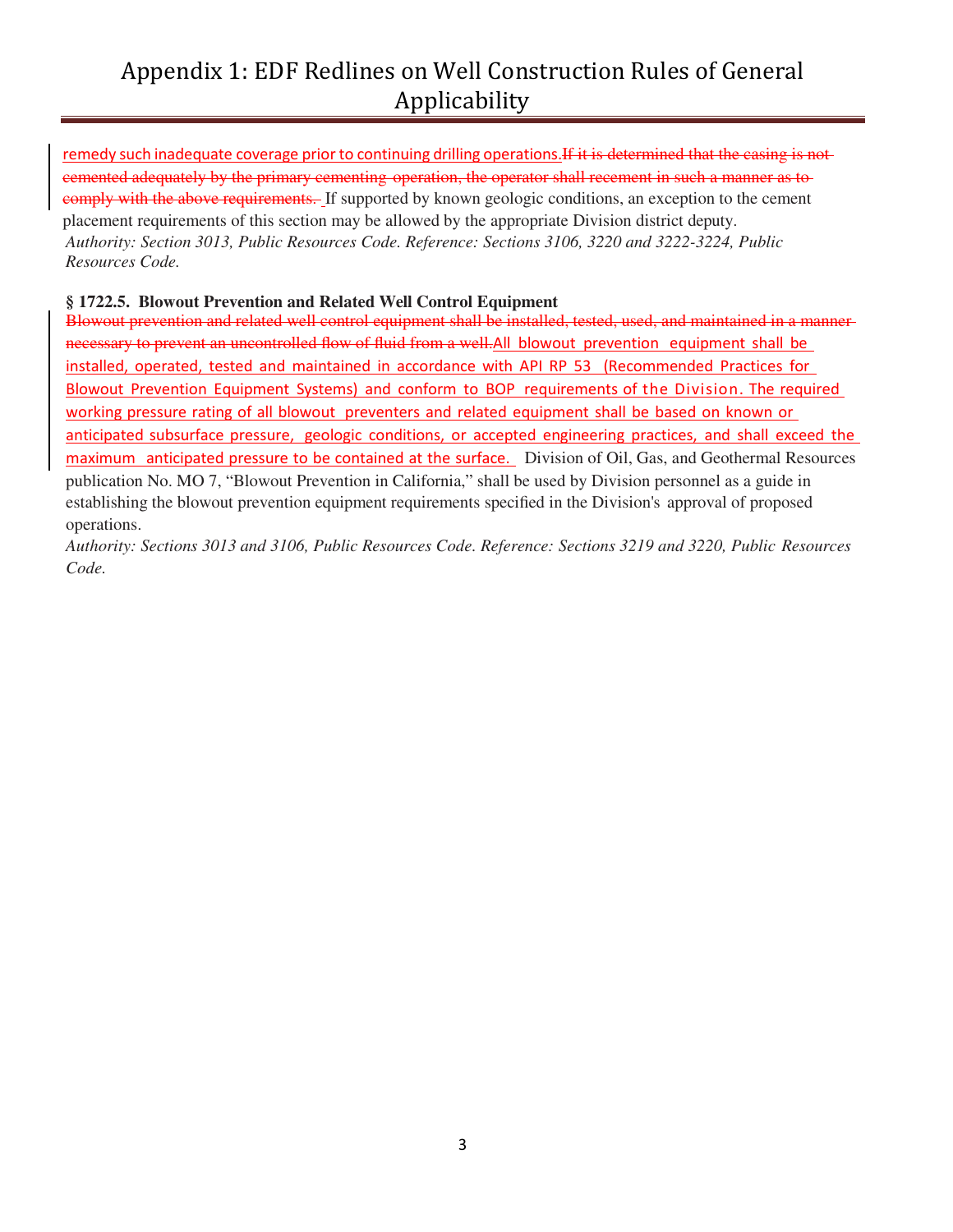# Appendix 1: EDF Redlines on Well Construction Rules of General Applicability

remedy such inadequate coverage prior to continuing drilling operations.~~If it is determined that the casing is not cemented adequately by the primary cementing operation, the operator shall recement in such a manner as to comply with the above requirements.~~ If supported by known geologic conditions, an exception to the cement placement requirements of this section may be allowed by the appropriate Division district deputy.

*Authority: Section 3013, Public Resources Code. Reference: Sections 3106, 3220 and 3222-3224, Public Resources Code.*

**§ 1722.5. Blowout Prevention and Related Well Control Equipment**

~~Blowout prevention and related well control equipment shall be installed, tested, used, and maintained in a manner necessary to prevent an uncontrolled flow of fluid from a well.~~All blowout prevention equipment shall be installed, operated, tested and maintained in accordance with API RP 53 (Recommended Practices for Blowout Prevention Equipment Systems) and conform to BOP requirements of the Division. The required working pressure rating of all blowout preventers and related equipment shall be based on known or anticipated subsurface pressure, geologic conditions, or accepted engineering practices, and shall exceed the maximum anticipated pressure to be contained at the surface. Division of Oil, Gas, and Geothermal Resources publication No. MO 7, "Blowout Prevention in California," shall be used by Division personnel as a guide in establishing the blowout prevention equipment requirements specified in the Division's approval of proposed operations.

*Authority: Sections 3013 and 3106, Public Resources Code. Reference: Sections 3219 and 3220, Public Resources Code.*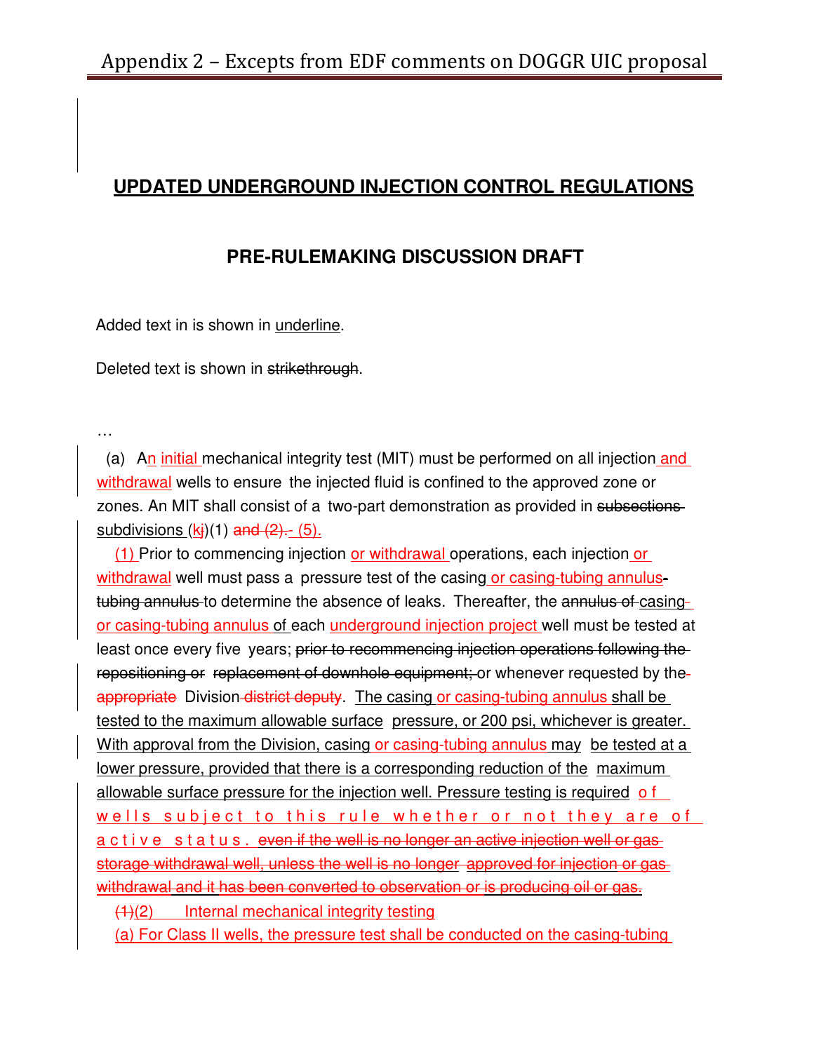## <u>**UPDATED UNDERGROUND INJECTION CONTROL REGULATIONS**</u>

### **PRE-RULEMAKING DISCUSSION DRAFT**

Added text in is shown in <u>underline</u>.

Deleted text is shown in ~~strikethrough~~.

…

(a) A<u>n</u> <u>initial</u> mechanical integrity test (MIT) must be performed on all injection <u>and withdrawal</u> wells to ensure the injected fluid is confined to the approved zone or zones. An MIT shall consist of a two-part demonstration as provided in ~~subsections~~ <u>subdivisions</u> (<u>k</u>~~j~~)(1) ~~and (2).~~ <u>- (5).</u>

<u>(1)</u> Prior to commencing injection <u>or withdrawal</u> operations, each injection <u>or withdrawal</u> well must pass a pressure test of the casing <u>or casing-tubing annulus</u> ~~-tubing annulus~~ to determine the absence of leaks. Thereafter, the ~~annulus of~~ <u>casing or casing-tubing annulus</u> of each <u>underground injection project</u> well must be tested at least once every five years; ~~prior to recommencing injection operations following the repositioning or replacement of downhole equipment;~~ or whenever requested by the ~~appropriate~~ Division ~~district deputy~~. <u>The casing or casing-tubing annulus shall be tested to the maximum allowable surface pressure, or 200 psi, whichever is greater. With approval from the Division, casing or casing-tubing annulus may be tested at a lower pressure, provided that there is a corresponding reduction of the maximum allowable surface pressure for the injection well. Pressure testing is required of wells subject to this rule whether or not they are of active status.</u> ~~even if the well is no longer an active injection well or gas storage withdrawal well, unless the well is no longer approved for injection or gas withdrawal and it has been converted to observation or is producing oil or gas.~~

~~(1)~~<u>(2) Internal mechanical integrity testing</u>

<u>(a) For Class II wells, the pressure test shall be conducted on the casing-tubing</u>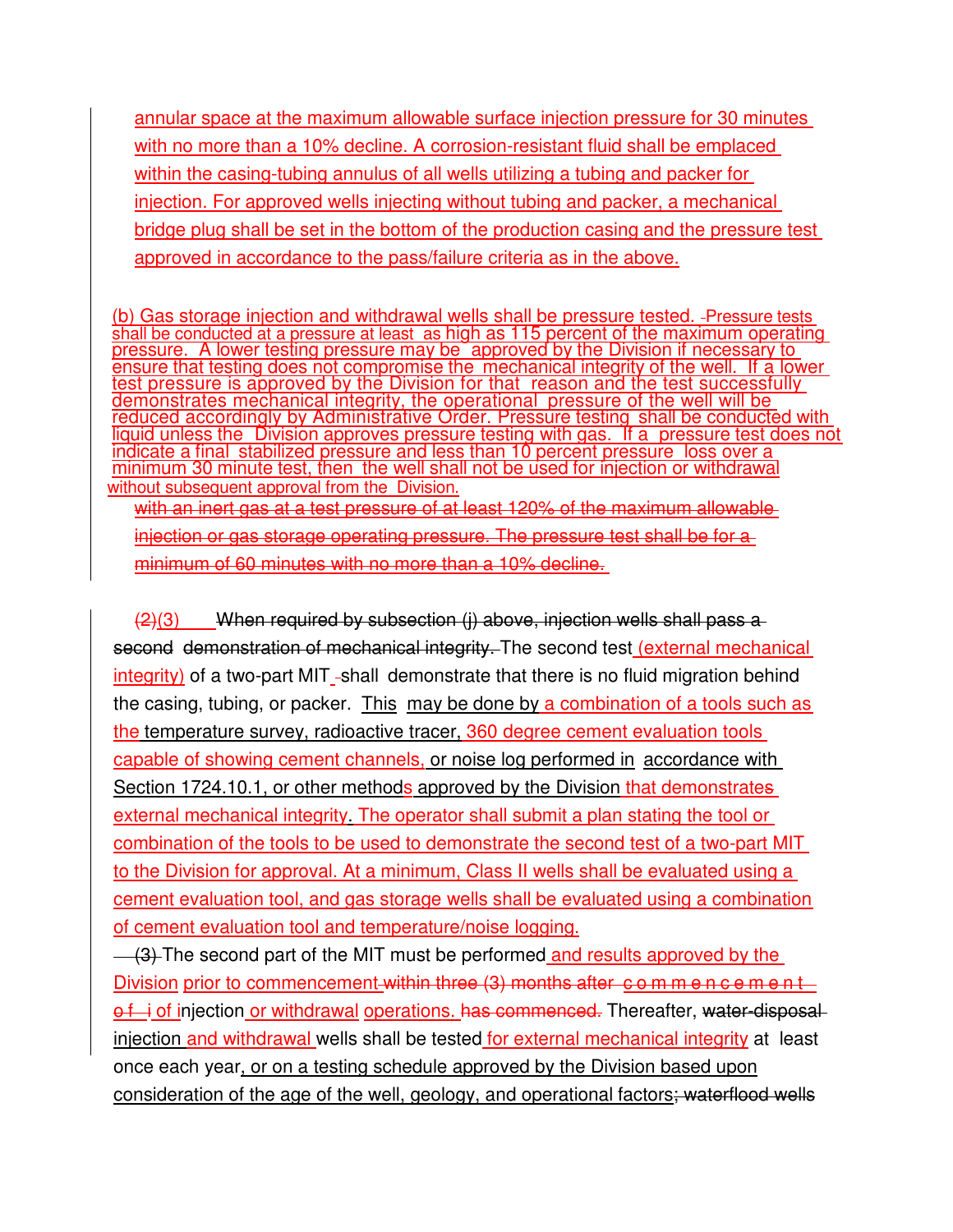annular space at the maximum allowable surface injection pressure for 30 minutes with no more than a 10% decline. A corrosion-resistant fluid shall be emplaced within the casing-tubing annulus of all wells utilizing a tubing and packer for injection. For approved wells injecting without tubing and packer, a mechanical bridge plug shall be set in the bottom of the production casing and the pressure test approved in accordance to the pass/failure criteria as in the above.

(b) Gas storage injection and withdrawal wells shall be pressure tested. -Pressure tests shall be conducted at a pressure at least as high as 115 percent of the maximum operating pressure. A lower testing pressure may be approved by the Division if necessary to ensure that testing does not compromise the mechanical integrity of the well. If a lower test pressure is approved by the Division for that reason and the test successfully demonstrates mechanical integrity, the operational pressure of the well will be reduced accordingly by Administrative Order. Pressure testing shall be conducted with liquid unless the Division approves pressure testing with gas. If a pressure test does not indicate a final stabilized pressure and less than 10 percent pressure loss over a minimum 30 minute test, then the well shall not be used for injection or withdrawal without subsequent approval from the Division.
~~with an inert gas at a test pressure of at least 120% of the maximum allowable injection or gas storage operating pressure. The pressure test shall be for a minimum of 60 minutes with no more than a 10% decline.~~

~~(2)~~(3) ~~When required by subsection (j) above, injection wells shall pass a second demonstration of mechanical integrity.~~ The second test (external mechanical integrity) of a two-part MIT ~~-~~shall demonstrate that there is no fluid migration behind the casing, tubing, or packer. This may be done by a combination of a tools such as the temperature survey, radioactive tracer, 360 degree cement evaluation tools capable of showing cement channels, or noise log performed in accordance with Section 1724.10.1, or other methods approved by the Division that demonstrates external mechanical integrity. The operator shall submit a plan stating the tool or combination of the tools to be used to demonstrate the second test of a two-part MIT to the Division for approval. At a minimum, Class II wells shall be evaluated using a cement evaluation tool, and gas storage wells shall be evaluated using a combination of cement evaluation tool and temperature/noise logging.

~~(3)~~ The second part of the MIT must be performed and results approved by the Division prior to commencement ~~within three (3) months after commencement of~~ of injection or withdrawal operations. ~~has commenced.~~ Thereafter, ~~water-disposal~~ injection and withdrawal wells shall be tested for external mechanical integrity at least once each year, or on a testing schedule approved by the Division based upon consideration of the age of the well, geology, and operational factors~~; waterflood wells~~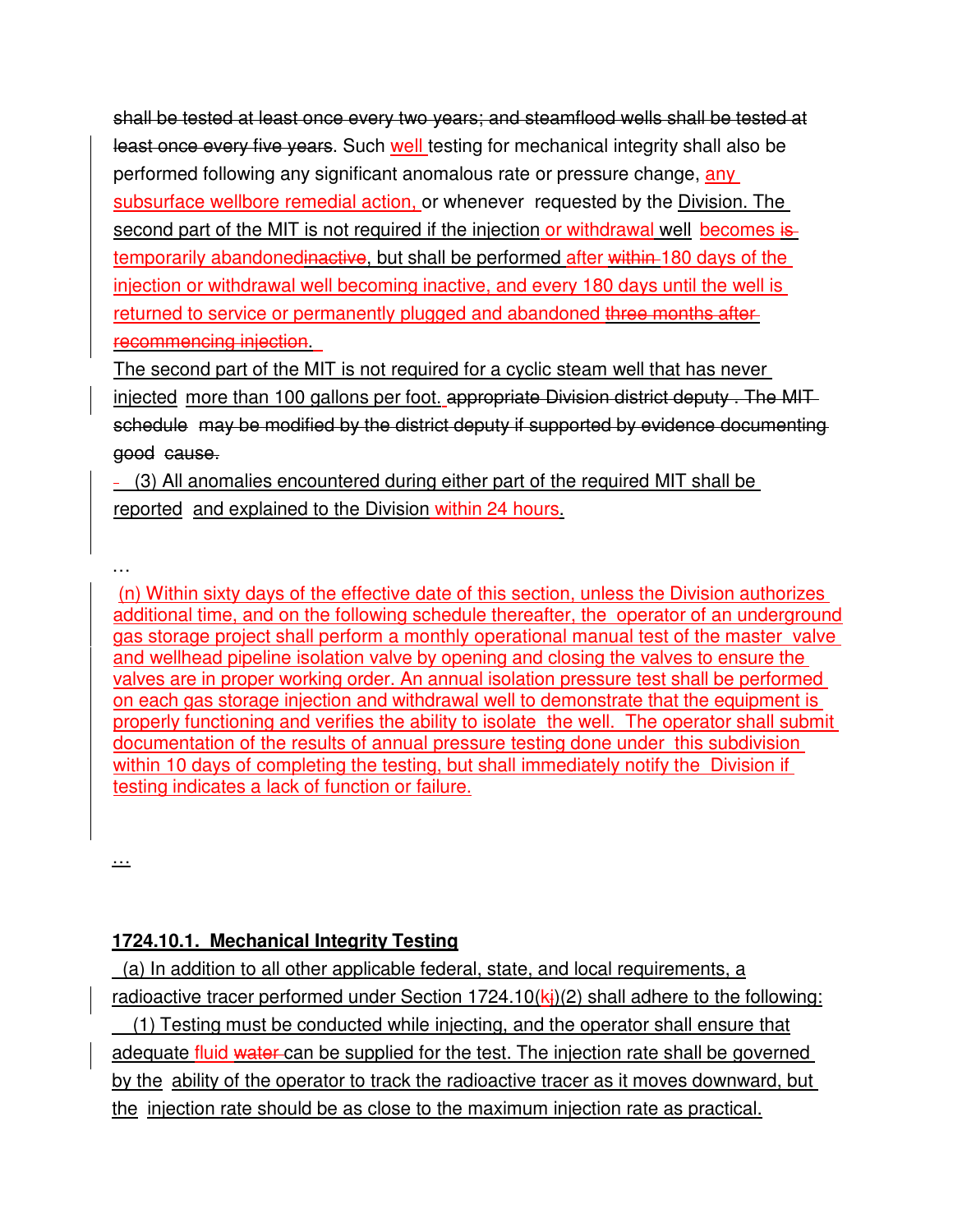shall be tested at least once every two years; and steamflood wells shall be tested at least once every five years. Such well testing for mechanical integrity shall also be performed following any significant anomalous rate or pressure change, any subsurface wellbore remedial action, or whenever requested by the Division. The second part of the MIT is not required if the injection or withdrawal well becomes is temporarily abandonedinactive, but shall be performed after within 180 days of the injection or withdrawal well becoming inactive, and every 180 days until the well is returned to service or permanently plugged and abandoned three months after recommencing injection.

The second part of the MIT is not required for a cyclic steam well that has never injected more than 100 gallons per foot. appropriate Division district deputy . The MIT schedule may be modified by the district deputy if supported by evidence documenting good cause.

(3) All anomalies encountered during either part of the required MIT shall be reported and explained to the Division within 24 hours.

…

(n) Within sixty days of the effective date of this section, unless the Division authorizes additional time, and on the following schedule thereafter, the operator of an underground gas storage project shall perform a monthly operational manual test of the master valve and wellhead pipeline isolation valve by opening and closing the valves to ensure the valves are in proper working order. An annual isolation pressure test shall be performed on each gas storage injection and withdrawal well to demonstrate that the equipment is properly functioning and verifies the ability to isolate the well. The operator shall submit documentation of the results of annual pressure testing done under this subdivision within 10 days of completing the testing, but shall immediately notify the Division if testing indicates a lack of function or failure.

…

**1724.10.1. Mechanical Integrity Testing**

(a) In addition to all other applicable federal, state, and local requirements, a radioactive tracer performed under Section 1724.10(kj)(2) shall adhere to the following:

(1) Testing must be conducted while injecting, and the operator shall ensure that adequate fluid water can be supplied for the test. The injection rate shall be governed by the ability of the operator to track the radioactive tracer as it moves downward, but the injection rate should be as close to the maximum injection rate as practical.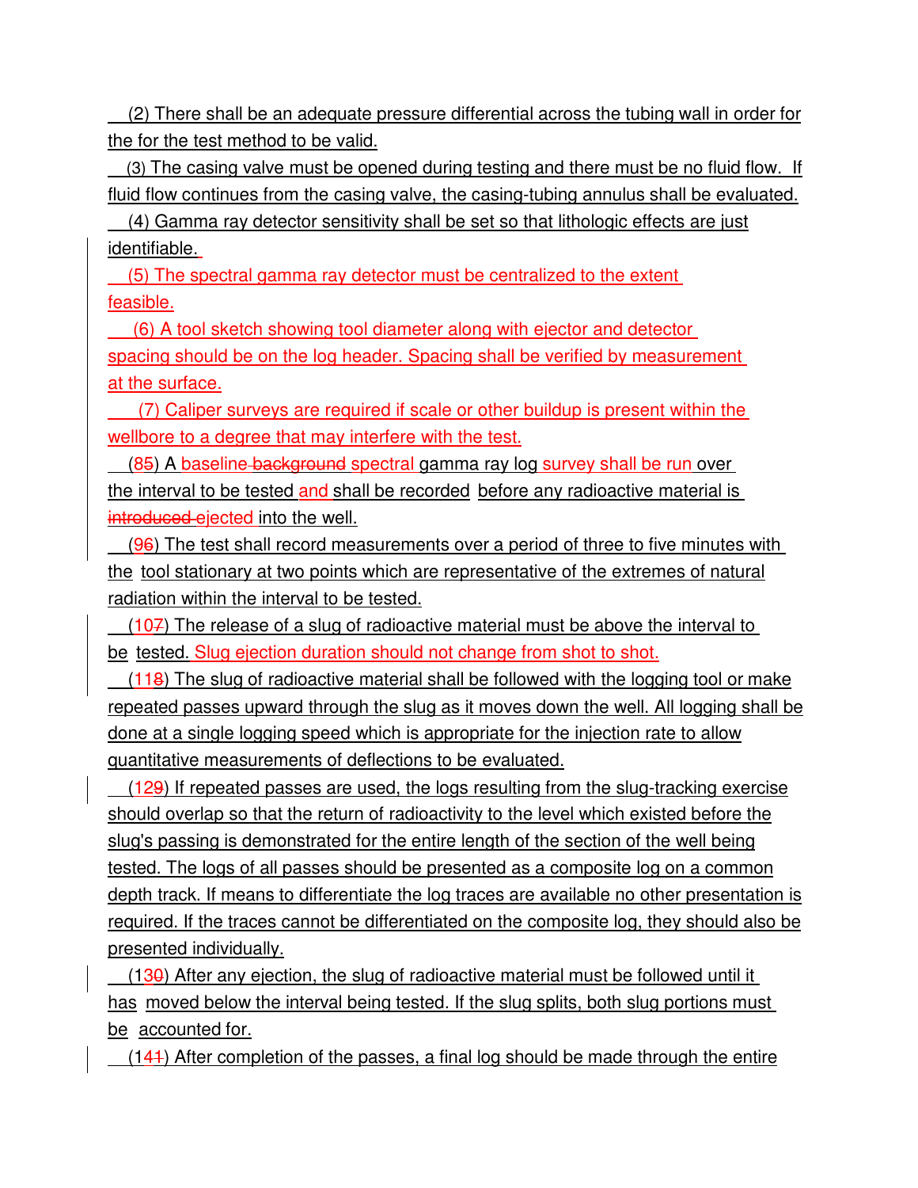(2) There shall be an adequate pressure differential across the tubing wall in order for the for the test method to be valid.

(3) The casing valve must be opened during testing and there must be no fluid flow. If fluid flow continues from the casing valve, the casing-tubing annulus shall be evaluated.

(4) Gamma ray detector sensitivity shall be set so that lithologic effects are just identifiable.

(5) The spectral gamma ray detector must be centralized to the extent feasible.

(6) A tool sketch showing tool diameter along with ejector and detector spacing should be on the log header. Spacing shall be verified by measurement at the surface.

(7) Caliper surveys are required if scale or other buildup is present within the wellbore to a degree that may interfere with the test.

(85) A baseline ~~background~~ spectral gamma ray log survey shall be run over the interval to be tested and shall be recorded before any radioactive material is ~~introduced~~ ejected into the well.

(96) The test shall record measurements over a period of three to five minutes with the tool stationary at two points which are representative of the extremes of natural radiation within the interval to be tested.

(107) The release of a slug of radioactive material must be above the interval to be tested. Slug ejection duration should not change from shot to shot.

(118) The slug of radioactive material shall be followed with the logging tool or make repeated passes upward through the slug as it moves down the well. All logging shall be done at a single logging speed which is appropriate for the injection rate to allow quantitative measurements of deflections to be evaluated.

(129) If repeated passes are used, the logs resulting from the slug-tracking exercise should overlap so that the return of radioactivity to the level which existed before the slug's passing is demonstrated for the entire length of the section of the well being tested. The logs of all passes should be presented as a composite log on a common depth track. If means to differentiate the log traces are available no other presentation is required. If the traces cannot be differentiated on the composite log, they should also be presented individually.

(130) After any ejection, the slug of radioactive material must be followed until it has moved below the interval being tested. If the slug splits, both slug portions must be accounted for.

(141) After completion of the passes, a final log should be made through the entire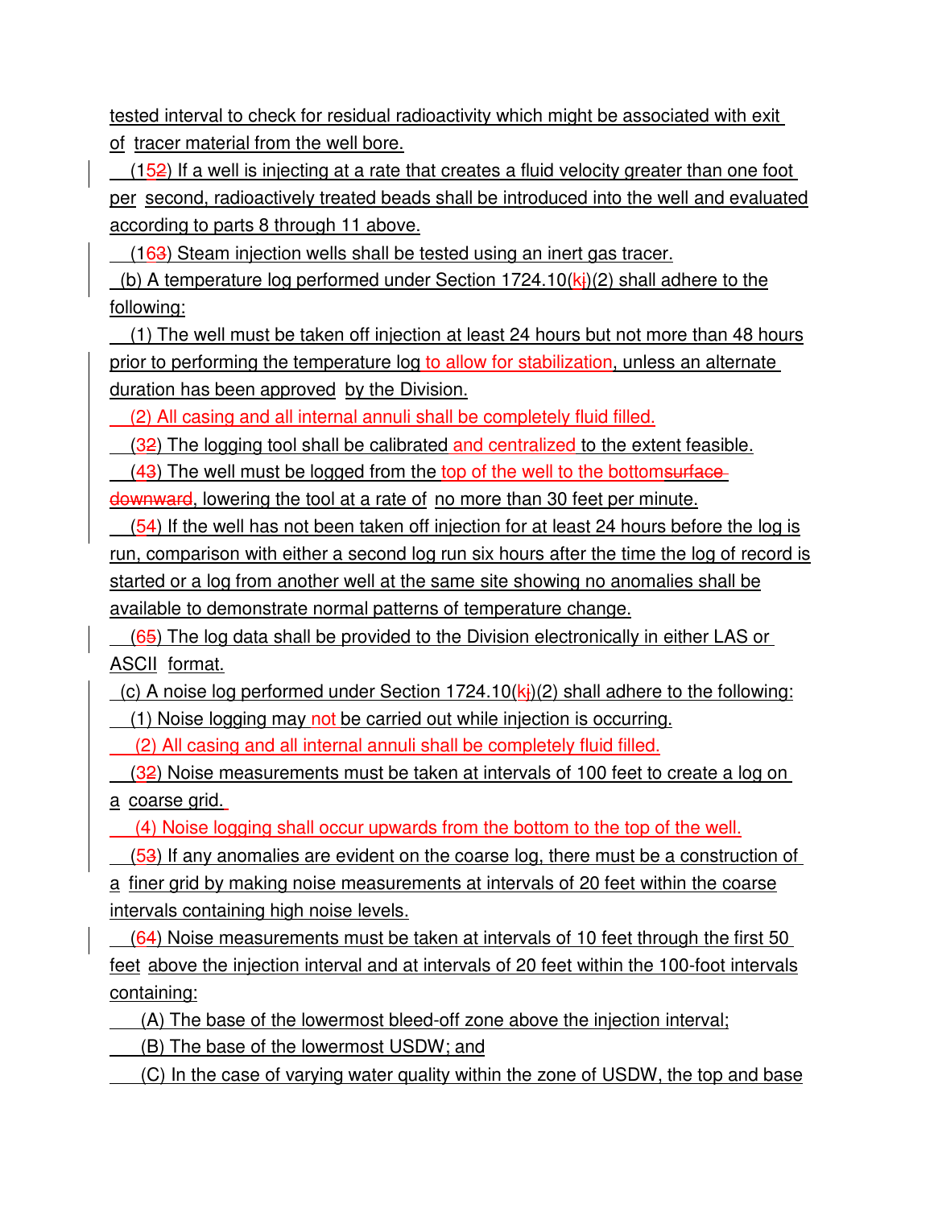tested interval to check for residual radioactivity which might be associated with exit of tracer material from the well bore.

(152) If a well is injecting at a rate that creates a fluid velocity greater than one foot per second, radioactively treated beads shall be introduced into the well and evaluated according to parts 8 through 11 above.

(163) Steam injection wells shall be tested using an inert gas tracer.

(b) A temperature log performed under Section 1724.10(kj)(2) shall adhere to the following:

(1) The well must be taken off injection at least 24 hours but not more than 48 hours prior to performing the temperature log to allow for stabilization, unless an alternate duration has been approved by the Division.

(2) All casing and all internal annuli shall be completely fluid filled.

(32) The logging tool shall be calibrated and centralized to the extent feasible.

(43) The well must be logged from the top of the well to the bottom~~surface downward~~, lowering the tool at a rate of no more than 30 feet per minute.

(54) If the well has not been taken off injection for at least 24 hours before the log is run, comparison with either a second log run six hours after the time the log of record is started or a log from another well at the same site showing no anomalies shall be available to demonstrate normal patterns of temperature change.

(65) The log data shall be provided to the Division electronically in either LAS or ASCII format.

(c) A noise log performed under Section 1724.10(kj)(2) shall adhere to the following:

(1) Noise logging may not be carried out while injection is occurring.

(2) All casing and all internal annuli shall be completely fluid filled.

(32) Noise measurements must be taken at intervals of 100 feet to create a log on a coarse grid.

(4) Noise logging shall occur upwards from the bottom to the top of the well.

(53) If any anomalies are evident on the coarse log, there must be a construction of a finer grid by making noise measurements at intervals of 20 feet within the coarse intervals containing high noise levels.

(64) Noise measurements must be taken at intervals of 10 feet through the first 50 feet above the injection interval and at intervals of 20 feet within the 100-foot intervals containing:

(A) The base of the lowermost bleed-off zone above the injection interval;

(B) The base of the lowermost USDW; and

(C) In the case of varying water quality within the zone of USDW, the top and base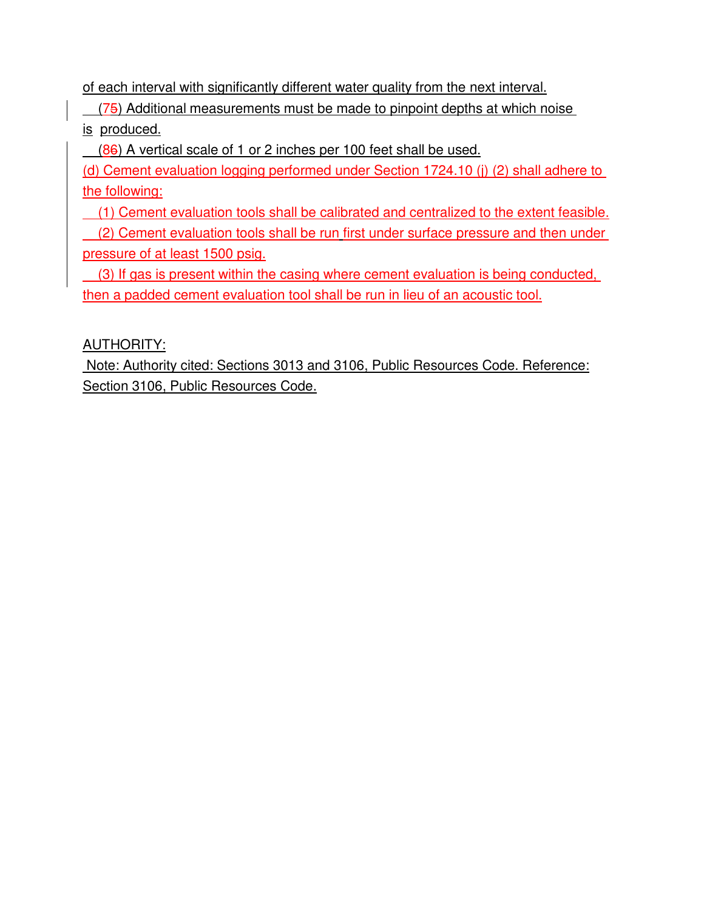of each interval with significantly different water quality from the next interval.

(7~~5~~) Additional measurements must be made to pinpoint depths at which noise is produced.

(8~~6~~) A vertical scale of 1 or 2 inches per 100 feet shall be used.

(d) Cement evaluation logging performed under Section 1724.10 (j) (2) shall adhere to the following:

(1) Cement evaluation tools shall be calibrated and centralized to the extent feasible.

(2) Cement evaluation tools shall be run first under surface pressure and then under pressure of at least 1500 psig.

(3) If gas is present within the casing where cement evaluation is being conducted, then a padded cement evaluation tool shall be run in lieu of an acoustic tool.

AUTHORITY:

Note: Authority cited: Sections 3013 and 3106, Public Resources Code. Reference: Section 3106, Public Resources Code.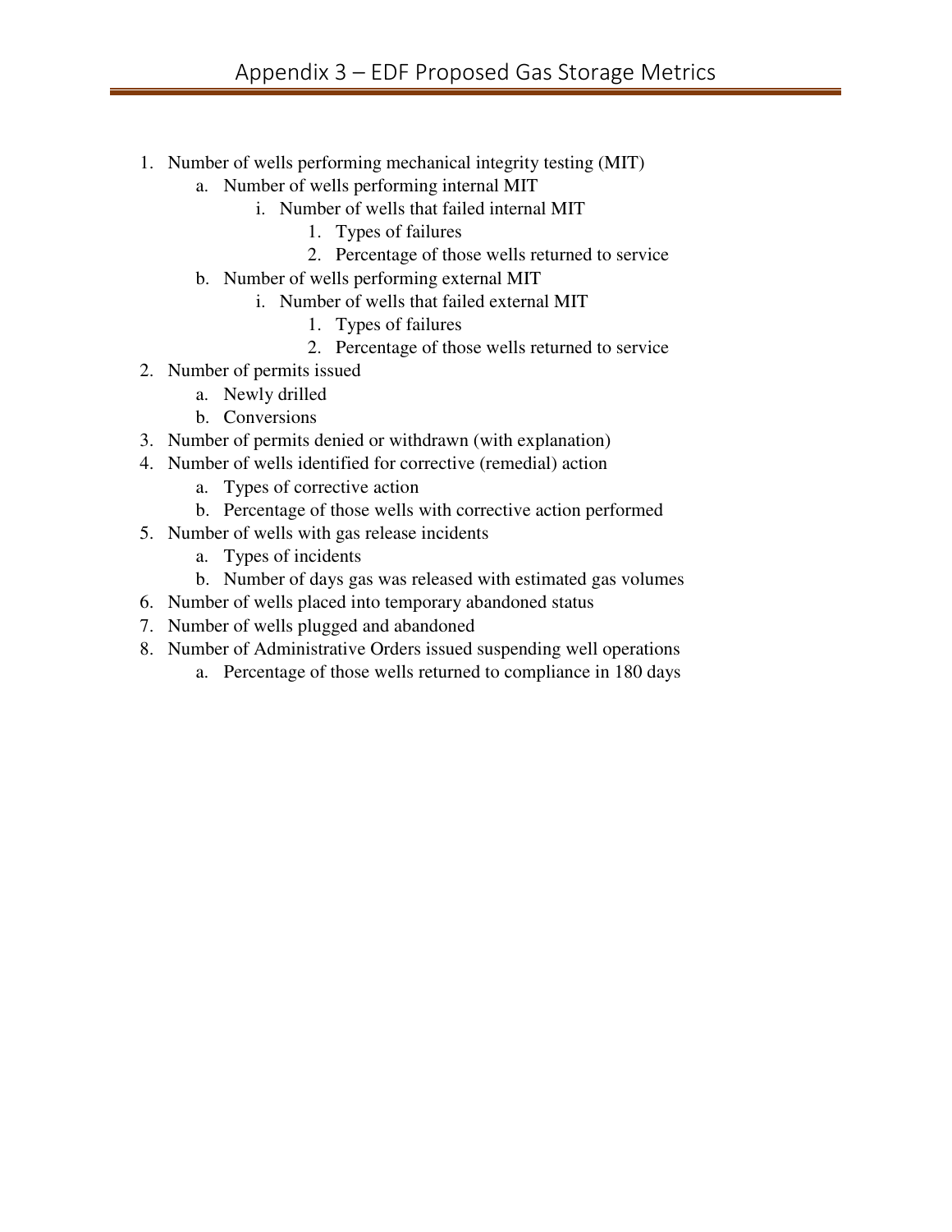# Appendix 3 – EDF Proposed Gas Storage Metrics

1. Number of wells performing mechanical integrity testing (MIT)
    a. Number of wells performing internal MIT
        i. Number of wells that failed internal MIT
            1. Types of failures
            2. Percentage of those wells returned to service
    b. Number of wells performing external MIT
        i. Number of wells that failed external MIT
            1. Types of failures
            2. Percentage of those wells returned to service
2. Number of permits issued
    a. Newly drilled
    b. Conversions
3. Number of permits denied or withdrawn (with explanation)
4. Number of wells identified for corrective (remedial) action
    a. Types of corrective action
    b. Percentage of those wells with corrective action performed
5. Number of wells with gas release incidents
    a. Types of incidents
    b. Number of days gas was released with estimated gas volumes
6. Number of wells placed into temporary abandoned status
7. Number of wells plugged and abandoned
8. Number of Administrative Orders issued suspending well operations
    a. Percentage of those wells returned to compliance in 180 days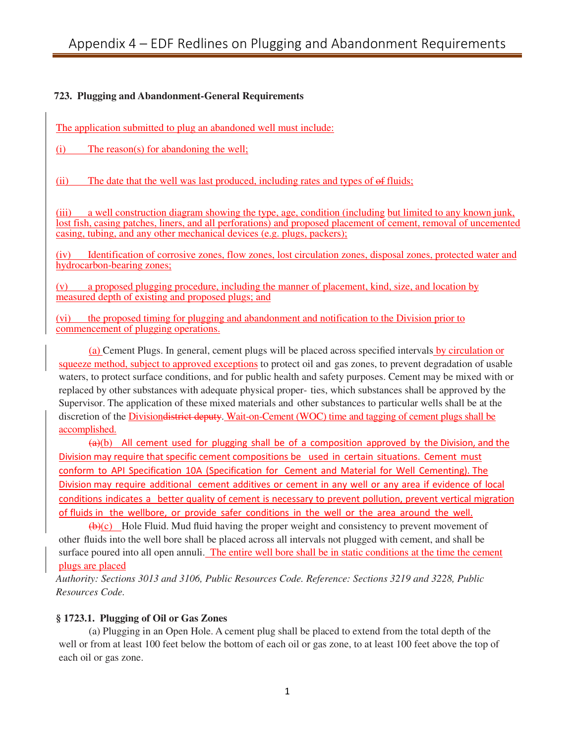## 723. Plugging and Abandonment-General Requirements

The application submitted to plug an abandoned well must include:

(i) The reason(s) for abandoning the well;

(ii) The date that the well was last produced, including rates and types of ~~of~~ fluids;

(iii) a well construction diagram showing the type, age, condition (including but limited to any known junk, lost fish, casing patches, liners, and all perforations) and proposed placement of cement, removal of uncemented casing, tubing, and any other mechanical devices (e.g. plugs, packers);

(iv) Identification of corrosive zones, flow zones, lost circulation zones, disposal zones, protected water and hydrocarbon-bearing zones;

(v) a proposed plugging procedure, including the manner of placement, kind, size, and location by measured depth of existing and proposed plugs; and

(vi) the proposed timing for plugging and abandonment and notification to the Division prior to commencement of plugging operations.

(a) Cement Plugs. In general, cement plugs will be placed across specified intervals by circulation or squeeze method, subject to approved exceptions to protect oil and gas zones, to prevent degradation of usable waters, to protect surface conditions, and for public health and safety purposes. Cement may be mixed with or replaced by other substances with adequate physical proper- ties, which substances shall be approved by the Supervisor. The application of these mixed materials and other substances to particular wells shall be at the discretion of the Division~~district deputy~~. Wait-on-Cement (WOC) time and tagging of cement plugs shall be accomplished.

~~(a)~~(b) All cement used for plugging shall be of a composition approved by the Division, and the Division may require that specific cement compositions be used in certain situations. Cement must conform to API Specification 10A (Specification for Cement and Material for Well Cementing). The Division may require additional cement additives or cement in any well or any area if evidence of local conditions indicates a better quality of cement is necessary to prevent pollution, prevent vertical migration of fluids in the wellbore, or provide safer conditions in the well or the area around the well.

~~(b)~~(c) Hole Fluid. Mud fluid having the proper weight and consistency to prevent movement of other fluids into the well bore shall be placed across all intervals not plugged with cement, and shall be surface poured into all open annuli. The entire well bore shall be in static conditions at the time the cement plugs are placed

*Authority: Sections 3013 and 3106, Public Resources Code. Reference: Sections 3219 and 3228, Public Resources Code.*

### § 1723.1. Plugging of Oil or Gas Zones

(a) Plugging in an Open Hole. A cement plug shall be placed to extend from the total depth of the well or from at least 100 feet below the bottom of each oil or gas zone, to at least 100 feet above the top of each oil or gas zone.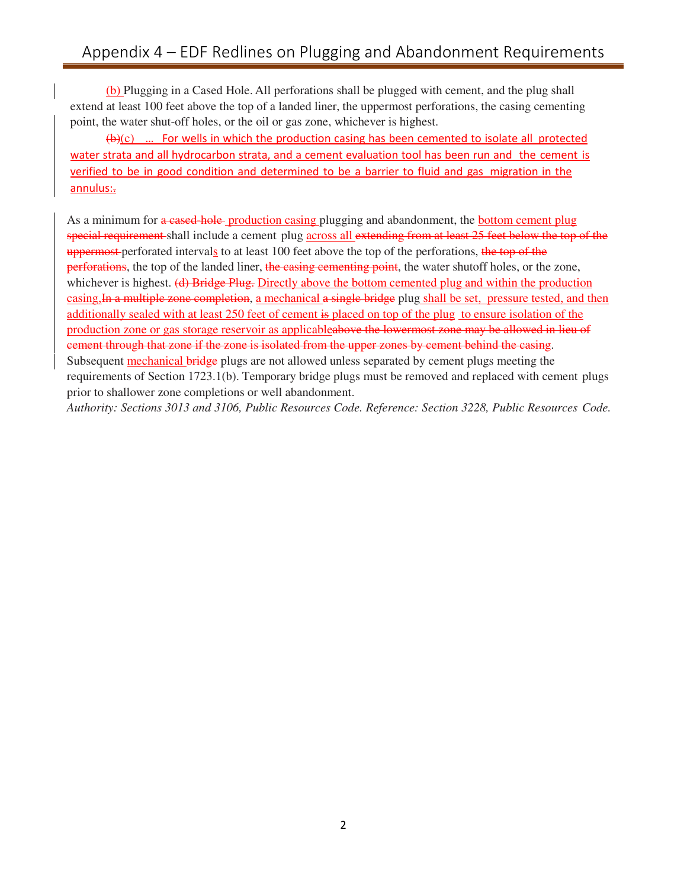(b) Plugging in a Cased Hole. All perforations shall be plugged with cement, and the plug shall extend at least 100 feet above the top of a landed liner, the uppermost perforations, the casing cementing point, the water shut-off holes, or the oil or gas zone, whichever is highest.

~~(b)~~(c) … For wells in which the production casing has been cemented to isolate all protected water strata and all hydrocarbon strata, and a cement evaluation tool has been run and the cement is verified to be in good condition and determined to be a barrier to fluid and gas migration in the annulus:~~.~~

As a minimum for ~~a cased-hole~~ production casing plugging and abandonment, the bottom cement plug ~~special requirement~~ shall include a cement plug across all ~~extending from at least 25 feet below the top of the uppermost~~ perforated intervals to at least 100 feet above the top of the perforations, ~~the top of the perforations~~, the top of the landed liner, ~~the casing cementing point~~, the water shutoff holes, or the zone, whichever is highest. ~~(d) Bridge Plug.~~ Directly above the bottom cemented plug and within the production casing,~~In a multiple zone completion~~, a mechanical ~~a single bridge~~ plug shall be set, pressure tested, and then additionally sealed with at least 250 feet of cement ~~is~~ placed on top of the plug to ensure isolation of the production zone or gas storage reservoir as applicable~~above the lowermost zone may be allowed in lieu of cement through that zone if the zone is isolated from the upper zones by cement behind the casing~~. Subsequent mechanical ~~bridge~~ plugs are not allowed unless separated by cement plugs meeting the requirements of Section 1723.1(b). Temporary bridge plugs must be removed and replaced with cement plugs prior to shallower zone completions or well abandonment.

*Authority: Sections 3013 and 3106, Public Resources Code. Reference: Section 3228, Public Resources Code.*